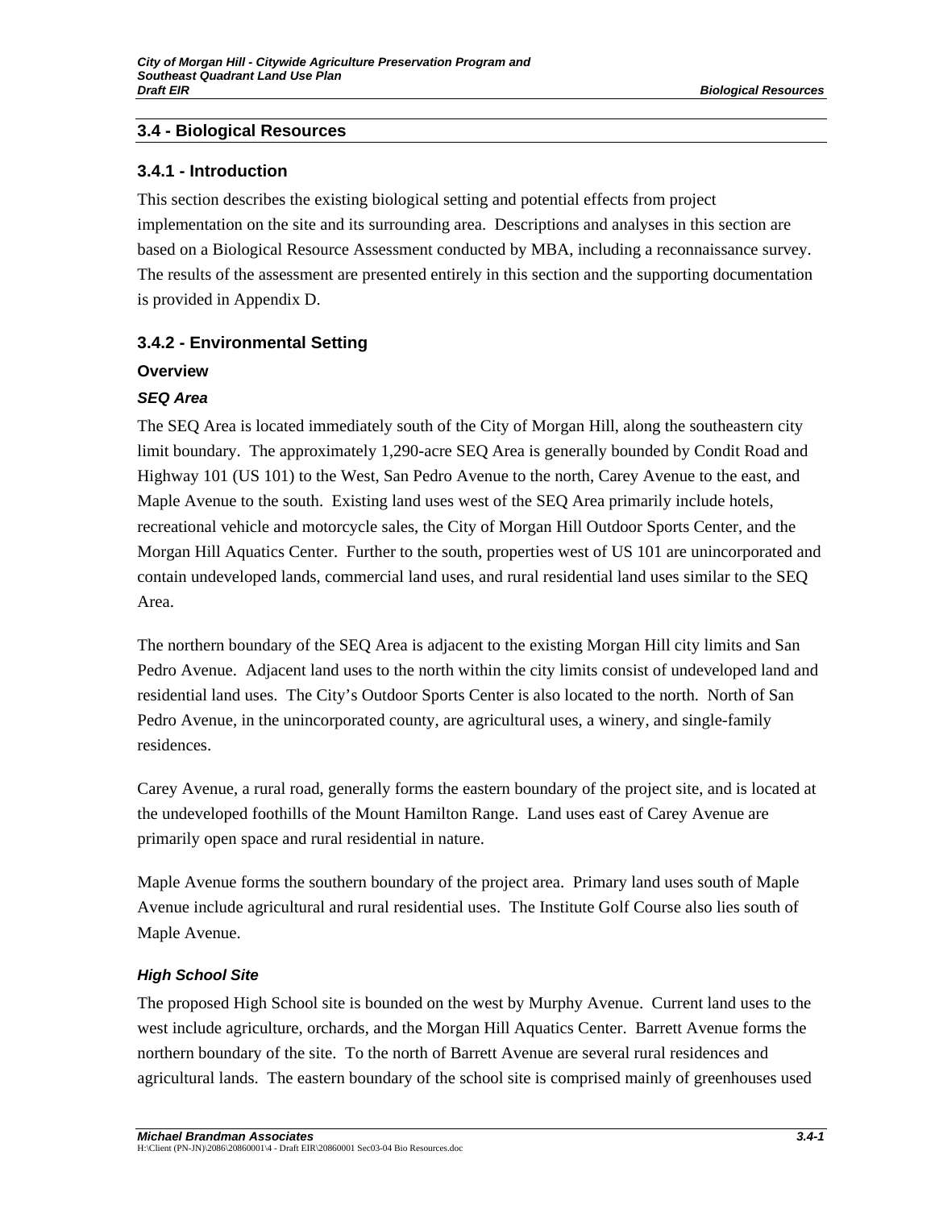## 3.4 - Biological Resources

### 3.4.1 - Introduction

This section describes the existing biological setting and potential effects from project implementation on the site and its surrounding area. Descriptions and analyses in this section are based on a Biological Resource Assessment conducted by MBA, including a reconnaissance survey. The results of the assessment are presented entirely in this section and the supporting documentation is provided in Appendix D.

### 3.4.2 - Environmental Setting

#### Overview

##### *SEQ Area*

The SEQ Area is located immediately south of the City of Morgan Hill, along the southeastern city limit boundary. The approximately 1,290-acre SEQ Area is generally bounded by Condit Road and Highway 101 (US 101) to the West, San Pedro Avenue to the north, Carey Avenue to the east, and Maple Avenue to the south. Existing land uses west of the SEQ Area primarily include hotels, recreational vehicle and motorcycle sales, the City of Morgan Hill Outdoor Sports Center, and the Morgan Hill Aquatics Center. Further to the south, properties west of US 101 are unincorporated and contain undeveloped lands, commercial land uses, and rural residential land uses similar to the SEQ Area.

The northern boundary of the SEQ Area is adjacent to the existing Morgan Hill city limits and San Pedro Avenue. Adjacent land uses to the north within the city limits consist of undeveloped land and residential land uses. The City's Outdoor Sports Center is also located to the north. North of San Pedro Avenue, in the unincorporated county, are agricultural uses, a winery, and single-family residences.

Carey Avenue, a rural road, generally forms the eastern boundary of the project site, and is located at the undeveloped foothills of the Mount Hamilton Range. Land uses east of Carey Avenue are primarily open space and rural residential in nature.

Maple Avenue forms the southern boundary of the project area. Primary land uses south of Maple Avenue include agricultural and rural residential uses. The Institute Golf Course also lies south of Maple Avenue.

##### *High School Site*

The proposed High School site is bounded on the west by Murphy Avenue. Current land uses to the west include agriculture, orchards, and the Morgan Hill Aquatics Center. Barrett Avenue forms the northern boundary of the site. To the north of Barrett Avenue are several rural residences and agricultural lands. The eastern boundary of the school site is comprised mainly of greenhouses used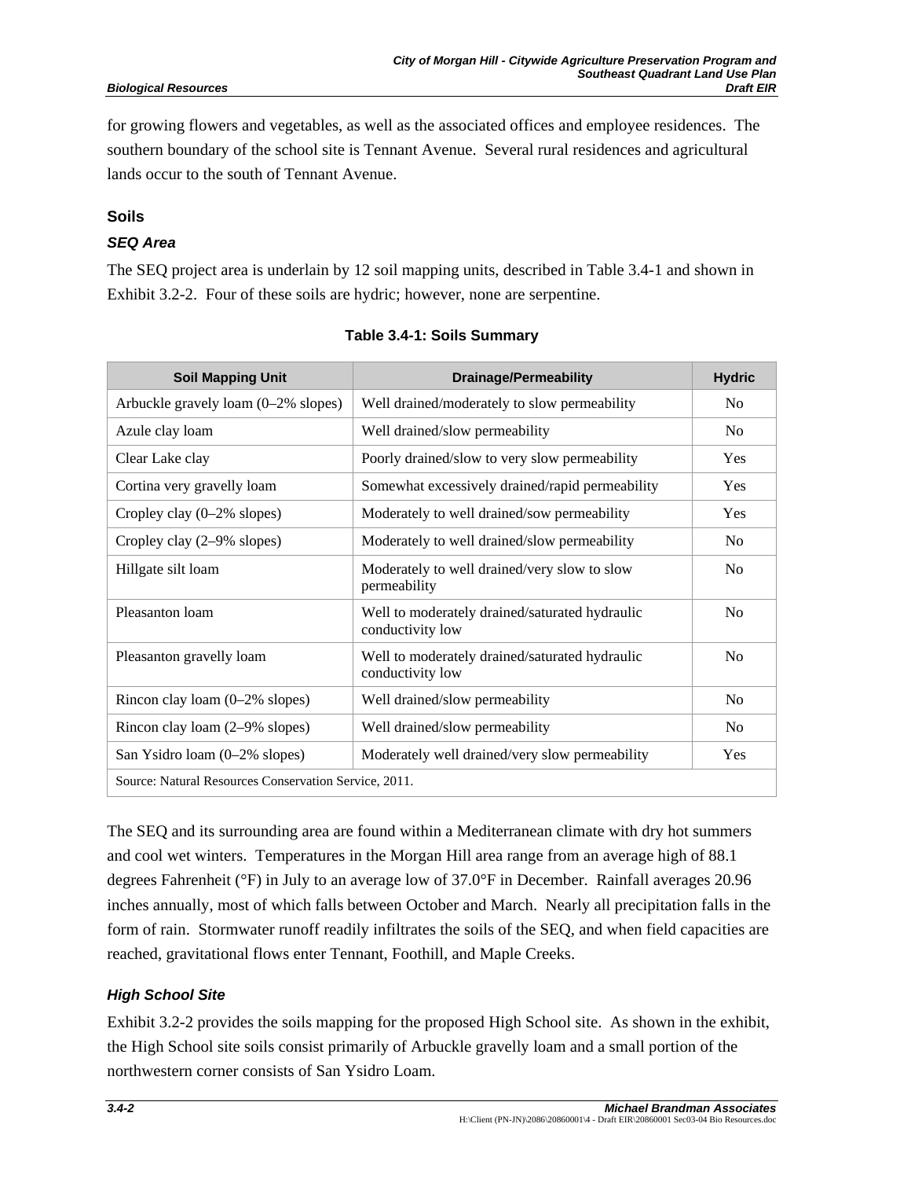for growing flowers and vegetables, as well as the associated offices and employee residences. The southern boundary of the school site is Tennant Avenue. Several rural residences and agricultural lands occur to the south of Tennant Avenue.

### Soils

#### *SEQ Area*

The SEQ project area is underlain by 12 soil mapping units, described in Table 3.4-1 and shown in Exhibit 3.2-2. Four of these soils are hydric; however, none are serpentine.

**Table 3.4-1: Soils Summary**

| Soil Mapping Unit | Drainage/Permeability | Hydric |
|---|---|---|
| Arbuckle gravely loam (0–2% slopes) | Well drained/moderately to slow permeability | No |
| Azule clay loam | Well drained/slow permeability | No |
| Clear Lake clay | Poorly drained/slow to very slow permeability | Yes |
| Cortina very gravelly loam | Somewhat excessively drained/rapid permeability | Yes |
| Cropley clay (0–2% slopes) | Moderately to well drained/sow permeability | Yes |
| Cropley clay (2–9% slopes) | Moderately to well drained/slow permeability | No |
| Hillgate silt loam | Moderately to well drained/very slow to slow permeability | No |
| Pleasanton loam | Well to moderately drained/saturated hydraulic conductivity low | No |
| Pleasanton gravelly loam | Well to moderately drained/saturated hydraulic conductivity low | No |
| Rincon clay loam (0–2% slopes) | Well drained/slow permeability | No |
| Rincon clay loam (2–9% slopes) | Well drained/slow permeability | No |
| San Ysidro loam (0–2% slopes) | Moderately well drained/very slow permeability | Yes |
| Source: Natural Resources Conservation Service, 2011. | | |

The SEQ and its surrounding area are found within a Mediterranean climate with dry hot summers and cool wet winters. Temperatures in the Morgan Hill area range from an average high of 88.1 degrees Fahrenheit (°F) in July to an average low of 37.0°F in December. Rainfall averages 20.96 inches annually, most of which falls between October and March. Nearly all precipitation falls in the form of rain. Stormwater runoff readily infiltrates the soils of the SEQ, and when field capacities are reached, gravitational flows enter Tennant, Foothill, and Maple Creeks.

#### *High School Site*

Exhibit 3.2-2 provides the soils mapping for the proposed High School site. As shown in the exhibit, the High School site soils consist primarily of Arbuckle gravelly loam and a small portion of the northwestern corner consists of San Ysidro Loam.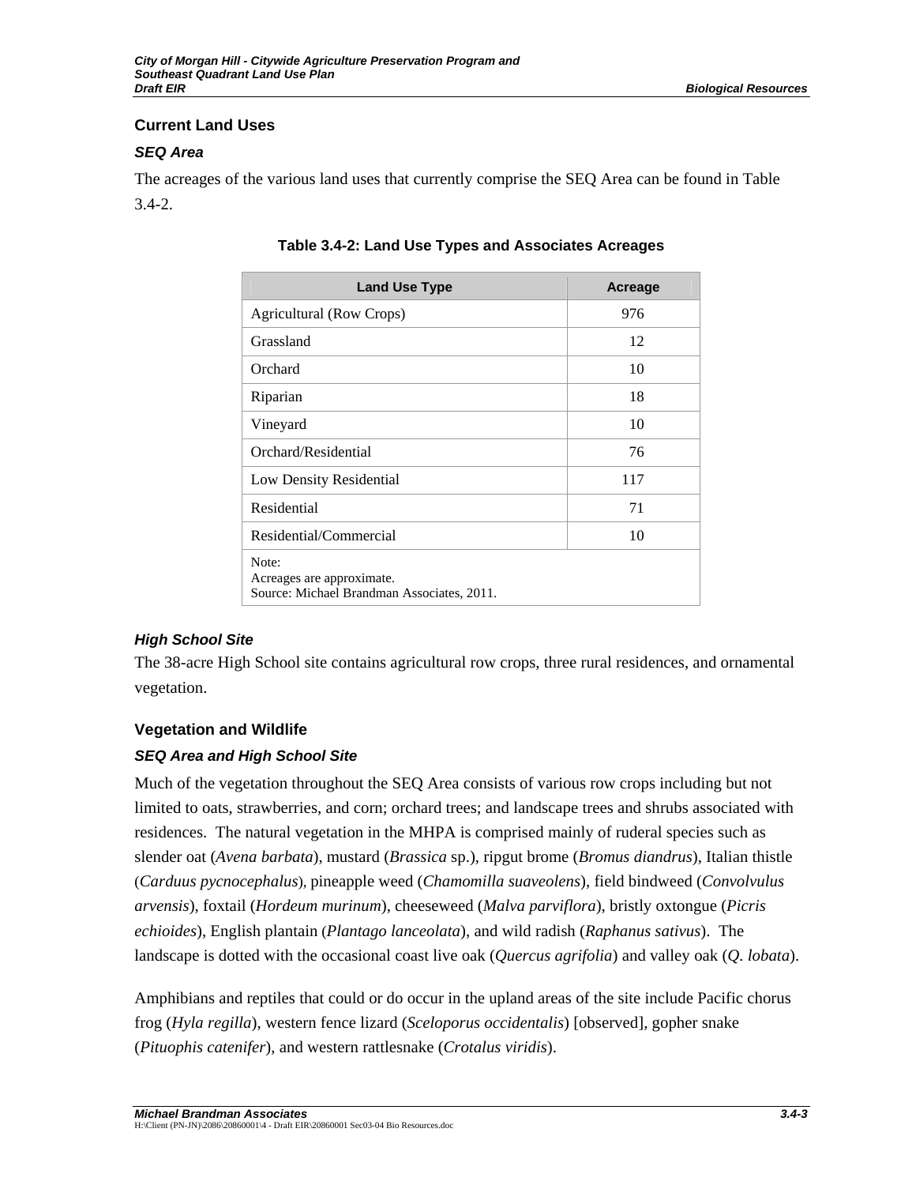## Current Land Uses

### *SEQ Area*

The acreages of the various land uses that currently comprise the SEQ Area can be found in Table 3.4-2.

**Table 3.4-2: Land Use Types and Associates Acreages**

| Land Use Type | Acreage |
|---|---|
| Agricultural (Row Crops) | 976 |
| Grassland | 12 |
| Orchard | 10 |
| Riparian | 18 |
| Vineyard | 10 |
| Orchard/Residential | 76 |
| Low Density Residential | 117 |
| Residential | 71 |
| Residential/Commercial | 10 |
| Note:<br>Acreages are approximate.<br>Source: Michael Brandman Associates, 2011. | |

### *High School Site*

The 38-acre High School site contains agricultural row crops, three rural residences, and ornamental vegetation.

## Vegetation and Wildlife

### *SEQ Area and High School Site*

Much of the vegetation throughout the SEQ Area consists of various row crops including but not limited to oats, strawberries, and corn; orchard trees; and landscape trees and shrubs associated with residences. The natural vegetation in the MHPA is comprised mainly of ruderal species such as slender oat (*Avena barbata*), mustard (*Brassica* sp.), ripgut brome (*Bromus diandrus*), Italian thistle (*Carduus pycnocephalus*), pineapple weed (*Chamomilla suaveolens*), field bindweed (*Convolvulus arvensis*), foxtail (*Hordeum murinum*), cheeseweed (*Malva parviflora*), bristly oxtongue (*Picris echioides*), English plantain (*Plantago lanceolata*), and wild radish (*Raphanus sativus*). The landscape is dotted with the occasional coast live oak (*Quercus agrifolia*) and valley oak (*Q. lobata*).

Amphibians and reptiles that could or do occur in the upland areas of the site include Pacific chorus frog (*Hyla regilla*), western fence lizard (*Sceloporus occidentalis*) [observed], gopher snake (*Pituophis catenifer*), and western rattlesnake (*Crotalus viridis*).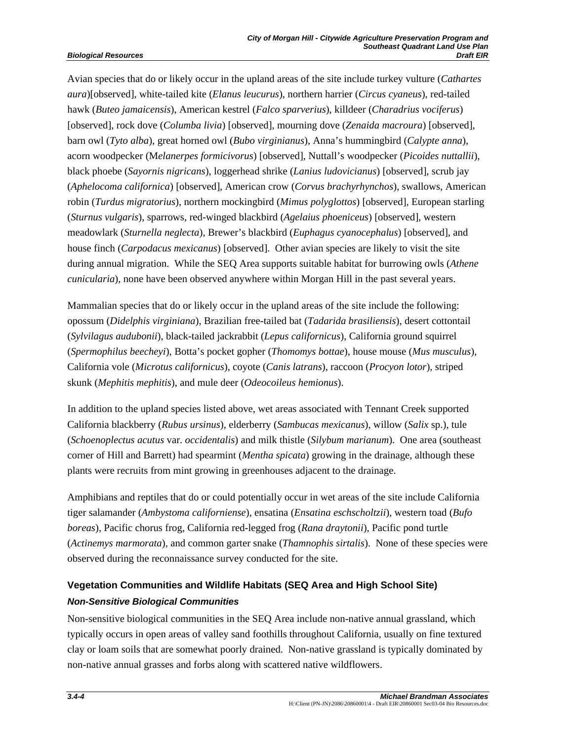Avian species that do or likely occur in the upland areas of the site include turkey vulture (*Cathartes aura*)[observed], white-tailed kite (*Elanus leucurus*), northern harrier (*Circus cyaneus*), red-tailed hawk (*Buteo jamaicensis*), American kestrel (*Falco sparverius*), killdeer (*Charadrius vociferus*) [observed], rock dove (*Columba livia*) [observed], mourning dove (*Zenaida macroura*) [observed], barn owl (*Tyto alba*), great horned owl (*Bubo virginianus*), Anna's hummingbird (*Calypte anna*), acorn woodpecker (M*elanerpes formicivorus*) [observed], Nuttall's woodpecker (*Picoides nuttallii*), black phoebe (*Sayornis nigricans*), loggerhead shrike (*Lanius ludovicianus*) [observed], scrub jay (*Aphelocoma californica*) [observed], American crow (*Corvus brachyrhynchos*), swallows, American robin (*Turdus migratorius*), northern mockingbird (*Mimus polyglottos*) [observed], European starling (*Sturnus vulgaris*), sparrows, red-winged blackbird (*Agelaius phoeniceus*) [observed], western meadowlark (*Sturnella neglecta*), Brewer's blackbird (*Euphagus cyanocephalus*) [observed], and house finch (*Carpodacus mexicanus*) [observed]. Other avian species are likely to visit the site during annual migration. While the SEQ Area supports suitable habitat for burrowing owls (*Athene cunicularia*), none have been observed anywhere within Morgan Hill in the past several years.

Mammalian species that do or likely occur in the upland areas of the site include the following: opossum (*Didelphis virginiana*), Brazilian free-tailed bat (*Tadarida brasiliensis*), desert cottontail (*Sylvilagus audubonii*), black-tailed jackrabbit (*Lepus californicus*), California ground squirrel (*Spermophilus beecheyi*), Botta's pocket gopher (*Thomomys bottae*), house mouse (*Mus musculus*), California vole (*Microtus californicus*), coyote (*Canis latrans*), raccoon (*Procyon lotor*), striped skunk (*Mephitis mephitis*), and mule deer (*Odeocoileus hemionus*).

In addition to the upland species listed above, wet areas associated with Tennant Creek supported California blackberry (*Rubus ursinus*), elderberry (*Sambucas mexicanus*), willow (*Salix* sp.), tule (*Schoenoplectus acutus* var. *occidentalis*) and milk thistle (*Silybum marianum*). One area (southeast corner of Hill and Barrett) had spearmint (*Mentha spicata*) growing in the drainage, although these plants were recruits from mint growing in greenhouses adjacent to the drainage.

Amphibians and reptiles that do or could potentially occur in wet areas of the site include California tiger salamander (*Ambystoma californiense*), ensatina (*Ensatina eschscholtzii*), western toad (*Bufo boreas*), Pacific chorus frog, California red-legged frog (*Rana draytonii*), Pacific pond turtle (*Actinemys marmorata*), and common garter snake (*Thamnophis sirtalis*). None of these species were observed during the reconnaissance survey conducted for the site.

### Vegetation Communities and Wildlife Habitats (SEQ Area and High School Site)

#### *Non-Sensitive Biological Communities*

Non-sensitive biological communities in the SEQ Area include non-native annual grassland, which typically occurs in open areas of valley sand foothills throughout California, usually on fine textured clay or loam soils that are somewhat poorly drained. Non-native grassland is typically dominated by non-native annual grasses and forbs along with scattered native wildflowers.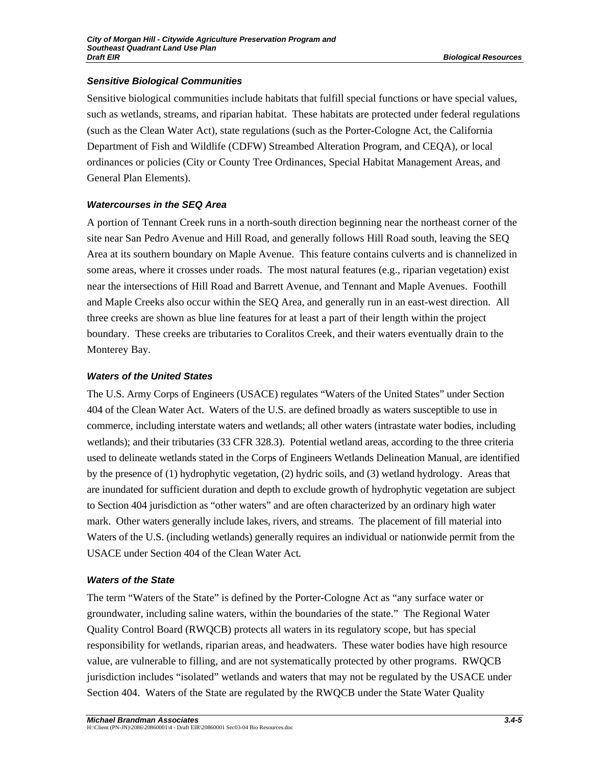### *Sensitive Biological Communities*

Sensitive biological communities include habitats that fulfill special functions or have special values, such as wetlands, streams, and riparian habitat. These habitats are protected under federal regulations (such as the Clean Water Act), state regulations (such as the Porter-Cologne Act, the California Department of Fish and Wildlife (CDFW) Streambed Alteration Program, and CEQA), or local ordinances or policies (City or County Tree Ordinances, Special Habitat Management Areas, and General Plan Elements).

### *Watercourses in the SEQ Area*

A portion of Tennant Creek runs in a north-south direction beginning near the northeast corner of the site near San Pedro Avenue and Hill Road, and generally follows Hill Road south, leaving the SEQ Area at its southern boundary on Maple Avenue. This feature contains culverts and is channelized in some areas, where it crosses under roads. The most natural features (e.g., riparian vegetation) exist near the intersections of Hill Road and Barrett Avenue, and Tennant and Maple Avenues. Foothill and Maple Creeks also occur within the SEQ Area, and generally run in an east-west direction. All three creeks are shown as blue line features for at least a part of their length within the project boundary. These creeks are tributaries to Coralitos Creek, and their waters eventually drain to the Monterey Bay.

### *Waters of the United States*

The U.S. Army Corps of Engineers (USACE) regulates "Waters of the United States" under Section 404 of the Clean Water Act. Waters of the U.S. are defined broadly as waters susceptible to use in commerce, including interstate waters and wetlands; all other waters (intrastate water bodies, including wetlands); and their tributaries (33 CFR 328.3). Potential wetland areas, according to the three criteria used to delineate wetlands stated in the Corps of Engineers Wetlands Delineation Manual, are identified by the presence of (1) hydrophytic vegetation, (2) hydric soils, and (3) wetland hydrology. Areas that are inundated for sufficient duration and depth to exclude growth of hydrophytic vegetation are subject to Section 404 jurisdiction as "other waters" and are often characterized by an ordinary high water mark. Other waters generally include lakes, rivers, and streams. The placement of fill material into Waters of the U.S. (including wetlands) generally requires an individual or nationwide permit from the USACE under Section 404 of the Clean Water Act.

### *Waters of the State*

The term "Waters of the State" is defined by the Porter-Cologne Act as "any surface water or groundwater, including saline waters, within the boundaries of the state." The Regional Water Quality Control Board (RWQCB) protects all waters in its regulatory scope, but has special responsibility for wetlands, riparian areas, and headwaters. These water bodies have high resource value, are vulnerable to filling, and are not systematically protected by other programs. RWQCB jurisdiction includes "isolated" wetlands and waters that may not be regulated by the USACE under Section 404. Waters of the State are regulated by the RWQCB under the State Water Quality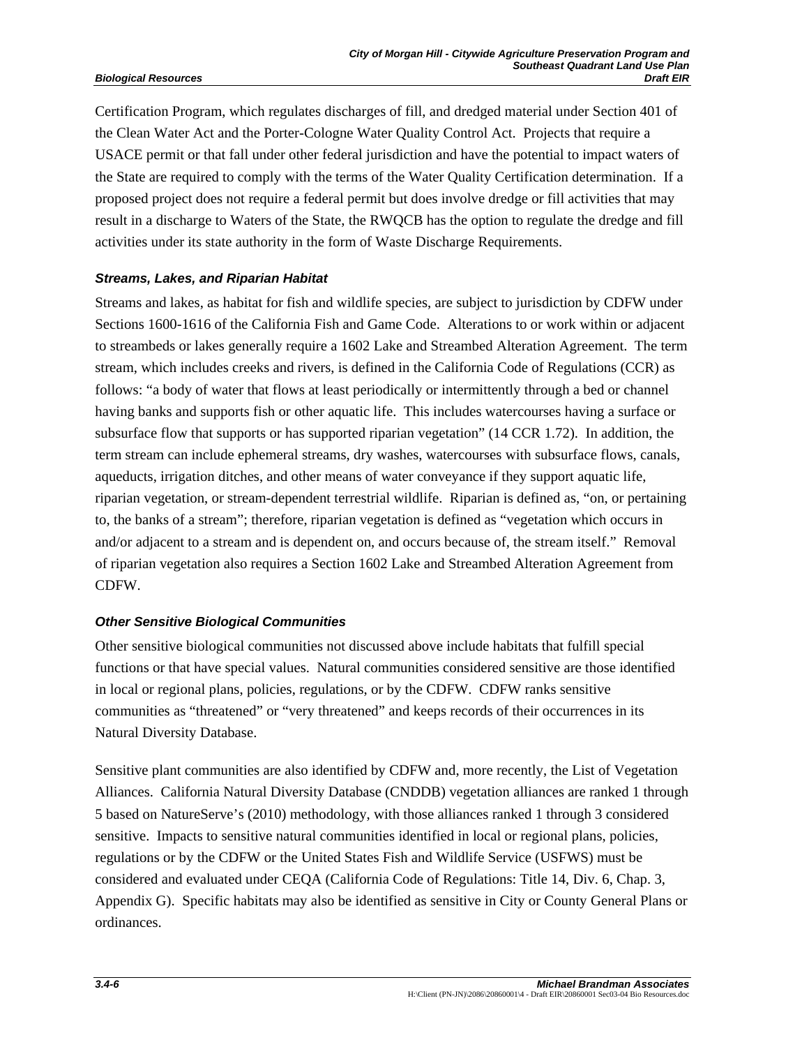Certification Program, which regulates discharges of fill, and dredged material under Section 401 of the Clean Water Act and the Porter-Cologne Water Quality Control Act. Projects that require a USACE permit or that fall under other federal jurisdiction and have the potential to impact waters of the State are required to comply with the terms of the Water Quality Certification determination. If a proposed project does not require a federal permit but does involve dredge or fill activities that may result in a discharge to Waters of the State, the RWQCB has the option to regulate the dredge and fill activities under its state authority in the form of Waste Discharge Requirements.

### *Streams, Lakes, and Riparian Habitat*

Streams and lakes, as habitat for fish and wildlife species, are subject to jurisdiction by CDFW under Sections 1600-1616 of the California Fish and Game Code. Alterations to or work within or adjacent to streambeds or lakes generally require a 1602 Lake and Streambed Alteration Agreement. The term stream, which includes creeks and rivers, is defined in the California Code of Regulations (CCR) as follows: "a body of water that flows at least periodically or intermittently through a bed or channel having banks and supports fish or other aquatic life. This includes watercourses having a surface or subsurface flow that supports or has supported riparian vegetation" (14 CCR 1.72). In addition, the term stream can include ephemeral streams, dry washes, watercourses with subsurface flows, canals, aqueducts, irrigation ditches, and other means of water conveyance if they support aquatic life, riparian vegetation, or stream-dependent terrestrial wildlife. Riparian is defined as, "on, or pertaining to, the banks of a stream"; therefore, riparian vegetation is defined as "vegetation which occurs in and/or adjacent to a stream and is dependent on, and occurs because of, the stream itself." Removal of riparian vegetation also requires a Section 1602 Lake and Streambed Alteration Agreement from CDFW.

### *Other Sensitive Biological Communities*

Other sensitive biological communities not discussed above include habitats that fulfill special functions or that have special values. Natural communities considered sensitive are those identified in local or regional plans, policies, regulations, or by the CDFW. CDFW ranks sensitive communities as "threatened" or "very threatened" and keeps records of their occurrences in its Natural Diversity Database.

Sensitive plant communities are also identified by CDFW and, more recently, the List of Vegetation Alliances. California Natural Diversity Database (CNDDB) vegetation alliances are ranked 1 through 5 based on NatureServe's (2010) methodology, with those alliances ranked 1 through 3 considered sensitive. Impacts to sensitive natural communities identified in local or regional plans, policies, regulations or by the CDFW or the United States Fish and Wildlife Service (USFWS) must be considered and evaluated under CEQA (California Code of Regulations: Title 14, Div. 6, Chap. 3, Appendix G). Specific habitats may also be identified as sensitive in City or County General Plans or ordinances.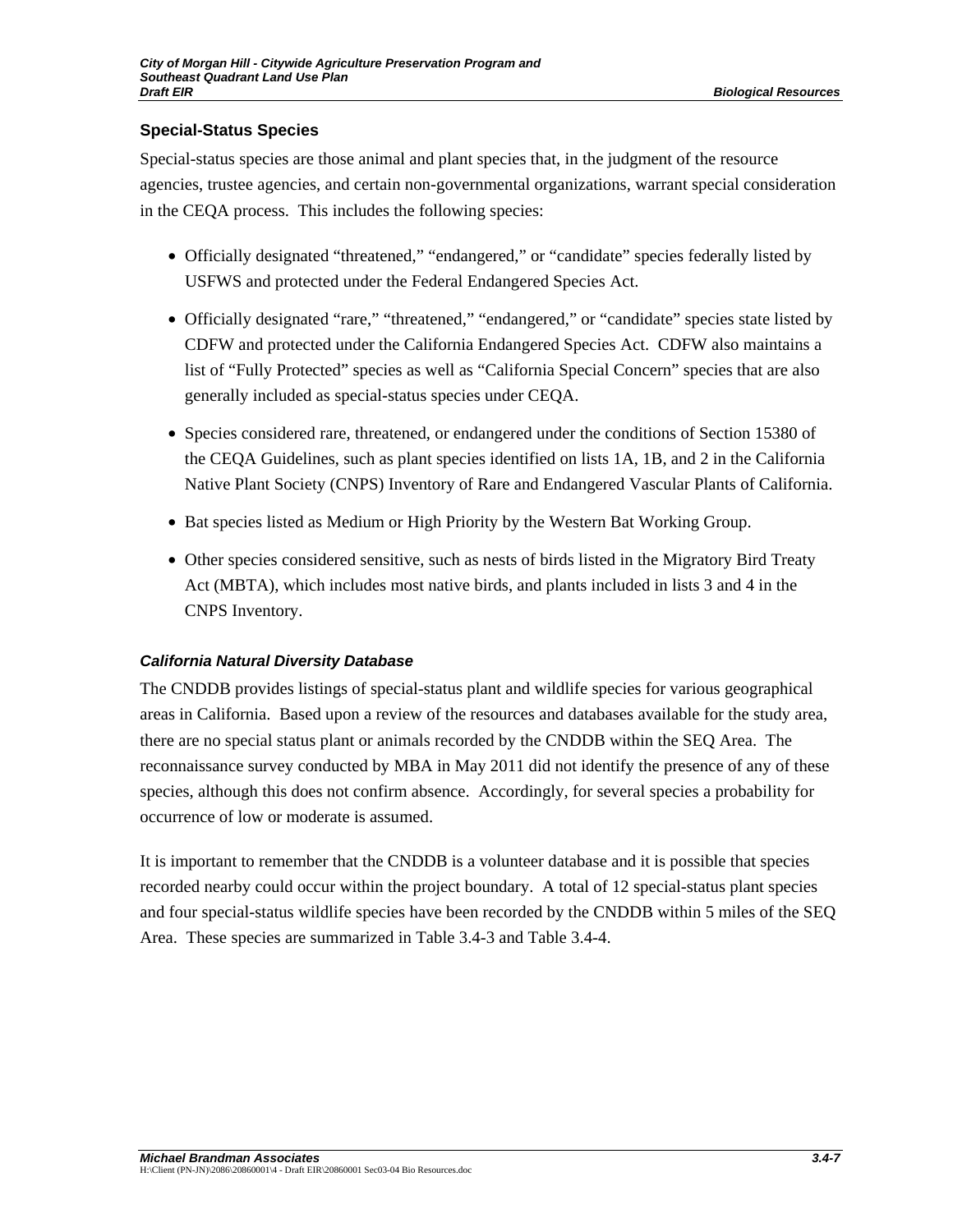### Special-Status Species

Special-status species are those animal and plant species that, in the judgment of the resource agencies, trustee agencies, and certain non-governmental organizations, warrant special consideration in the CEQA process. This includes the following species:

- Officially designated "threatened," "endangered," or "candidate" species federally listed by USFWS and protected under the Federal Endangered Species Act.
- Officially designated "rare," "threatened," "endangered," or "candidate" species state listed by CDFW and protected under the California Endangered Species Act. CDFW also maintains a list of "Fully Protected" species as well as "California Special Concern" species that are also generally included as special-status species under CEQA.
- Species considered rare, threatened, or endangered under the conditions of Section 15380 of the CEQA Guidelines, such as plant species identified on lists 1A, 1B, and 2 in the California Native Plant Society (CNPS) Inventory of Rare and Endangered Vascular Plants of California.
- Bat species listed as Medium or High Priority by the Western Bat Working Group.
- Other species considered sensitive, such as nests of birds listed in the Migratory Bird Treaty Act (MBTA), which includes most native birds, and plants included in lists 3 and 4 in the CNPS Inventory.

#### *California Natural Diversity Database*

The CNDDB provides listings of special-status plant and wildlife species for various geographical areas in California. Based upon a review of the resources and databases available for the study area, there are no special status plant or animals recorded by the CNDDB within the SEQ Area. The reconnaissance survey conducted by MBA in May 2011 did not identify the presence of any of these species, although this does not confirm absence. Accordingly, for several species a probability for occurrence of low or moderate is assumed.

It is important to remember that the CNDDB is a volunteer database and it is possible that species recorded nearby could occur within the project boundary. A total of 12 special-status plant species and four special-status wildlife species have been recorded by the CNDDB within 5 miles of the SEQ Area. These species are summarized in Table 3.4-3 and Table 3.4-4.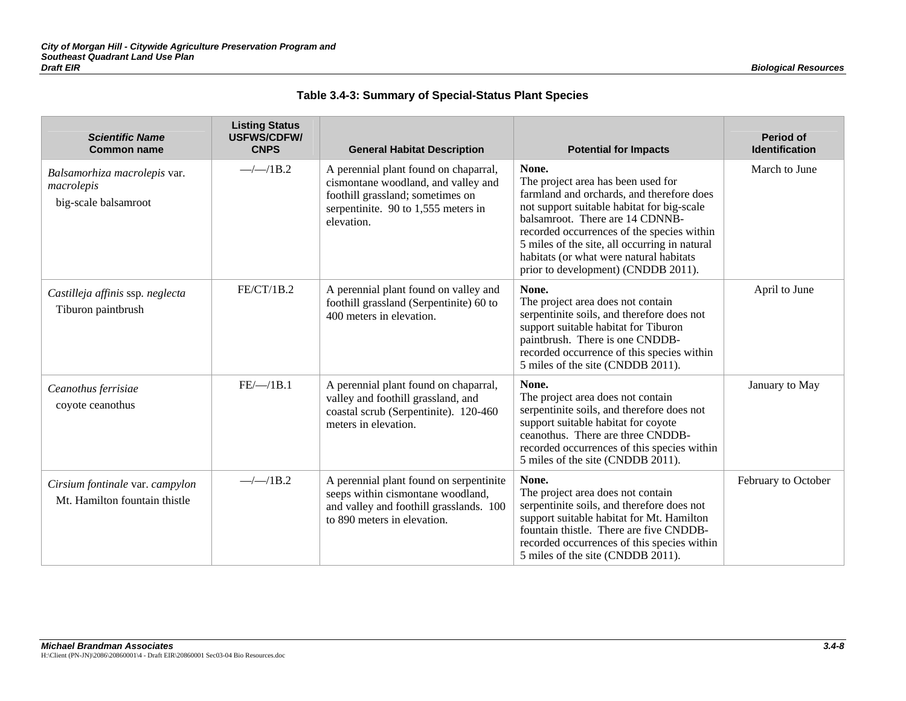**Table 3.4-3: Summary of Special-Status Plant Species**

| *Scientific Name* Common name | Listing Status USFWS/CDFW/ CNPS | General Habitat Description | Potential for Impacts | Period of Identification |
|---|---|---|---|---|
| *Balsamorhiza macrolepis* var. *macrolepis* big-scale balsamroot | —/—/1B.2 | A perennial plant found on chaparral, cismontane woodland, and valley and foothill grassland; sometimes on serpentinite. 90 to 1,555 meters in elevation. | **None.** The project area has been used for farmland and orchards, and therefore does not support suitable habitat for big-scale balsamroot. There are 14 CDNNB-recorded occurrences of the species within 5 miles of the site, all occurring in natural habitats (or what were natural habitats prior to development) (CNDDB 2011). | March to June |
| *Castilleja affinis* ssp. *neglecta* Tiburon paintbrush | FE/CT/1B.2 | A perennial plant found on valley and foothill grassland (Serpentinite) 60 to 400 meters in elevation. | **None.** The project area does not contain serpentinite soils, and therefore does not support suitable habitat for Tiburon paintbrush. There is one CNDDB-recorded occurrence of this species within 5 miles of the site (CNDDB 2011). | April to June |
| *Ceanothus ferrisiae* coyote ceanothus | FE/—/1B.1 | A perennial plant found on chaparral, valley and foothill grassland, and coastal scrub (Serpentinite). 120-460 meters in elevation. | **None.** The project area does not contain serpentinite soils, and therefore does not support suitable habitat for coyote ceanothus. There are three CNDDB-recorded occurrences of this species within 5 miles of the site (CNDDB 2011). | January to May |
| *Cirsium fontinale* var. *campylon* Mt. Hamilton fountain thistle | —/—/1B.2 | A perennial plant found on serpentinite seeps within cismontane woodland, and valley and foothill grasslands. 100 to 890 meters in elevation. | **None.** The project area does not contain serpentinite soils, and therefore does not support suitable habitat for Mt. Hamilton fountain thistle. There are five CNDDB-recorded occurrences of this species within 5 miles of the site (CNDDB 2011). | February to October |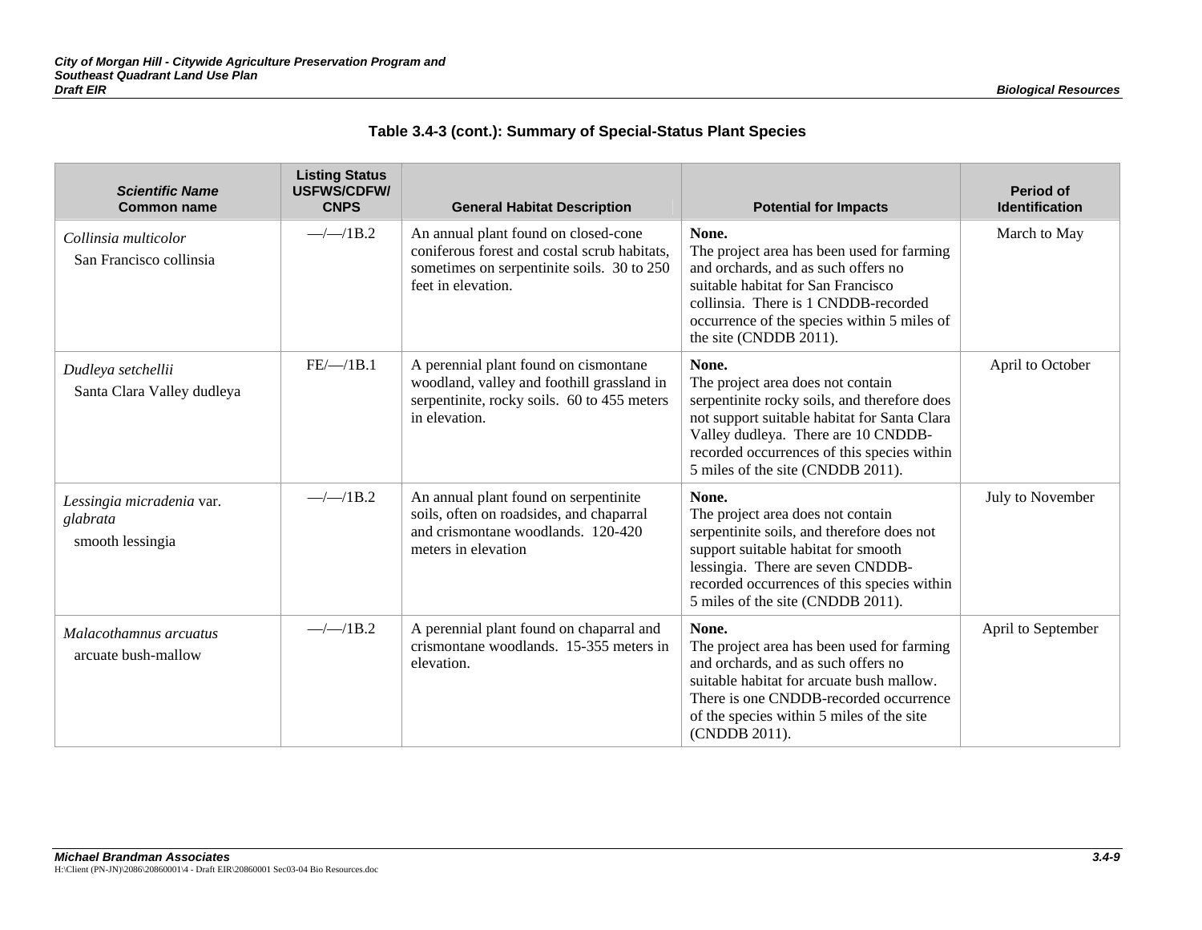**Table 3.4-3 (cont.): Summary of Special-Status Plant Species**

| *Scientific Name* Common name | Listing Status USFWS/CDFW/ CNPS | General Habitat Description | Potential for Impacts | Period of Identification |
|---|---|---|---|---|
| *Collinsia multicolor* San Francisco collinsia | —/—/1B.2 | An annual plant found on closed-cone coniferous forest and costal scrub habitats, sometimes on serpentinite soils. 30 to 250 feet in elevation. | **None.** The project area has been used for farming and orchards, and as such offers no suitable habitat for San Francisco collinsia. There is 1 CNDDB-recorded occurrence of the species within 5 miles of the site (CNDDB 2011). | March to May |
| *Dudleya setchellii* Santa Clara Valley dudleya | FE/—/1B.1 | A perennial plant found on cismontane woodland, valley and foothill grassland in serpentinite, rocky soils. 60 to 455 meters in elevation. | **None.** The project area does not contain serpentinite rocky soils, and therefore does not support suitable habitat for Santa Clara Valley dudleya. There are 10 CNDDB-recorded occurrences of this species within 5 miles of the site (CNDDB 2011). | April to October |
| *Lessingia micradenia* var. *glabrata* smooth lessingia | —/—/1B.2 | An annual plant found on serpentinite soils, often on roadsides, and chaparral and crismontane woodlands. 120-420 meters in elevation | **None.** The project area does not contain serpentinite soils, and therefore does not support suitable habitat for smooth lessingia. There are seven CNDDB-recorded occurrences of this species within 5 miles of the site (CNDDB 2011). | July to November |
| *Malacothamnus arcuatus* arcuate bush-mallow | —/—/1B.2 | A perennial plant found on chaparral and crismontane woodlands. 15-355 meters in elevation. | **None.** The project area has been used for farming and orchards, and as such offers no suitable habitat for arcuate bush mallow. There is one CNDDB-recorded occurrence of the species within 5 miles of the site (CNDDB 2011). | April to September |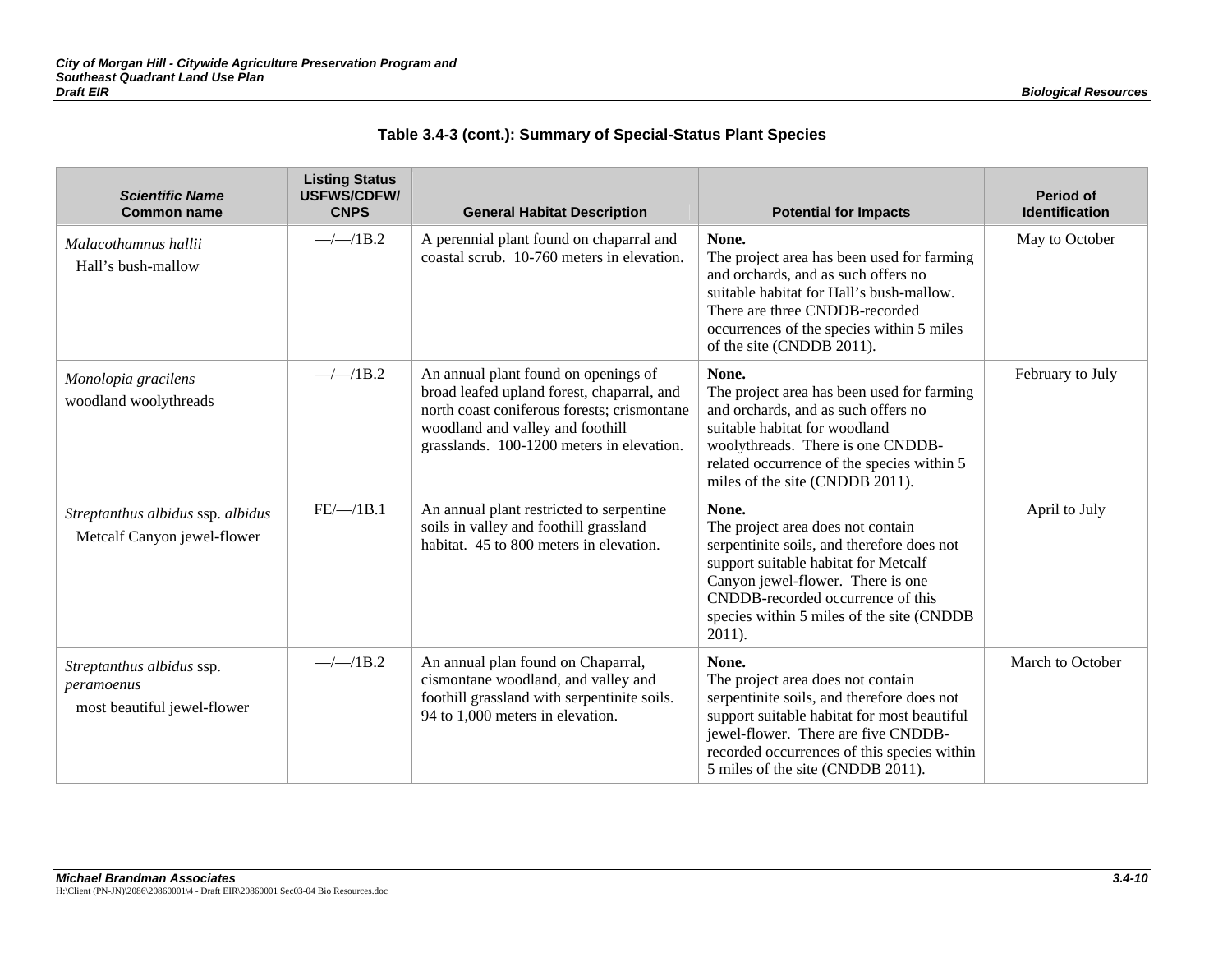### Table 3.4-3 (cont.): Summary of Special-Status Plant Species

| *Scientific Name* Common name | Listing Status USFWS/CDFW/ CNPS | General Habitat Description | Potential for Impacts | Period of Identification |
|---|---|---|---|---|
| *Malacothamnus hallii* Hall's bush-mallow | —/—/1B.2 | A perennial plant found on chaparral and coastal scrub. 10-760 meters in elevation. | **None.** The project area has been used for farming and orchards, and as such offers no suitable habitat for Hall's bush-mallow. There are three CNDDB-recorded occurrences of the species within 5 miles of the site (CNDDB 2011). | May to October |
| *Monolopia gracilens* woodland woolythreads | —/—/1B.2 | An annual plant found on openings of broad leafed upland forest, chaparral, and north coast coniferous forests; crismontane woodland and valley and foothill grasslands. 100-1200 meters in elevation. | **None.** The project area has been used for farming and orchards, and as such offers no suitable habitat for woodland woolythreads. There is one CNDDB-related occurrence of the species within 5 miles of the site (CNDDB 2011). | February to July |
| *Streptanthus albidus* ssp. *albidus* Metcalf Canyon jewel-flower | FE/—/1B.1 | An annual plant restricted to serpentine soils in valley and foothill grassland habitat. 45 to 800 meters in elevation. | **None.** The project area does not contain serpentinite soils, and therefore does not support suitable habitat for Metcalf Canyon jewel-flower. There is one CNDDB-recorded occurrence of this species within 5 miles of the site (CNDDB 2011). | April to July |
| *Streptanthus albidus* ssp. *peramoenus* most beautiful jewel-flower | —/—/1B.2 | An annual plan found on Chaparral, cismontane woodland, and valley and foothill grassland with serpentinite soils. 94 to 1,000 meters in elevation. | **None.** The project area does not contain serpentinite soils, and therefore does not support suitable habitat for most beautiful jewel-flower. There are five CNDDB-recorded occurrences of this species within 5 miles of the site (CNDDB 2011). | March to October |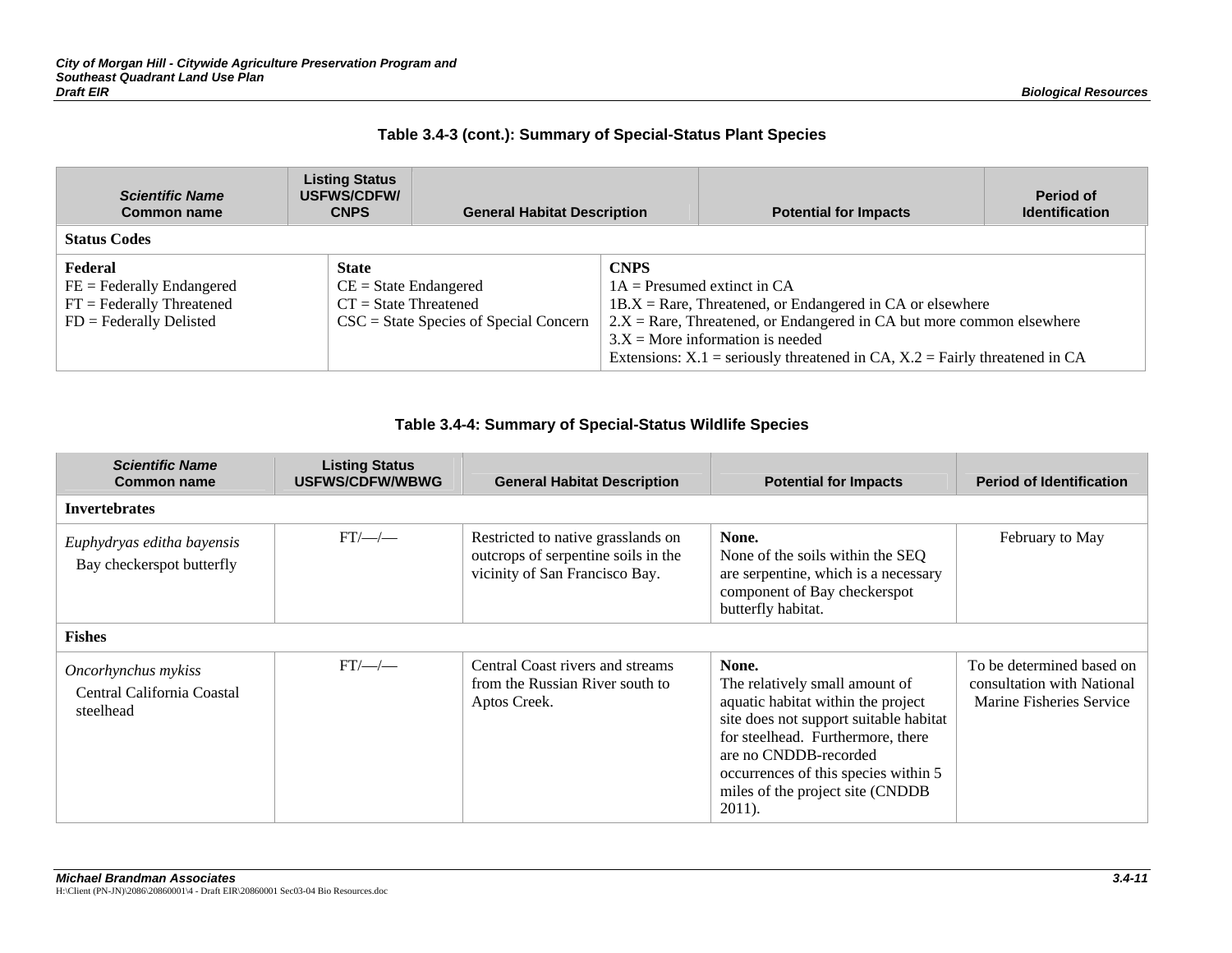### Table 3.4-3 (cont.): Summary of Special-Status Plant Species

| *Scientific Name* Common name | Listing Status USFWS/CDFW/ CNPS | General Habitat Description | Potential for Impacts | Period of Identification |
|---|---|---|---|---|
| **Status Codes** | | | | |
| **Federal** FE = Federally Endangered FT = Federally Threatened FD = Federally Delisted | **State** CE = State Endangered CT = State Threatened CSC = State Species of Special Concern | **CNPS** 1A = Presumed extinct in CA 1B.X = Rare, Threatened, or Endangered in CA or elsewhere 2.X = Rare, Threatened, or Endangered in CA but more common elsewhere 3.X = More information is needed Extensions: X.1 = seriously threatened in CA, X.2 = Fairly threatened in CA | | |

### Table 3.4-4: Summary of Special-Status Wildlife Species

| *Scientific Name* Common name | Listing Status USFWS/CDFW/WBWG | General Habitat Description | Potential for Impacts | Period of Identification |
|---|---|---|---|---|
| **Invertebrates** | | | | |
| *Euphydryas editha bayensis* Bay checkerspot butterfly | FT/—/— | Restricted to native grasslands on outcrops of serpentine soils in the vicinity of San Francisco Bay. | **None.** None of the soils within the SEQ are serpentine, which is a necessary component of Bay checkerspot butterfly habitat. | February to May |
| **Fishes** | | | | |
| *Oncorhynchus mykiss* Central California Coastal steelhead | FT/—/— | Central Coast rivers and streams from the Russian River south to Aptos Creek. | **None.** The relatively small amount of aquatic habitat within the project site does not support suitable habitat for steelhead. Furthermore, there are no CNDDB-recorded occurrences of this species within 5 miles of the project site (CNDDB 2011). | To be determined based on consultation with National Marine Fisheries Service |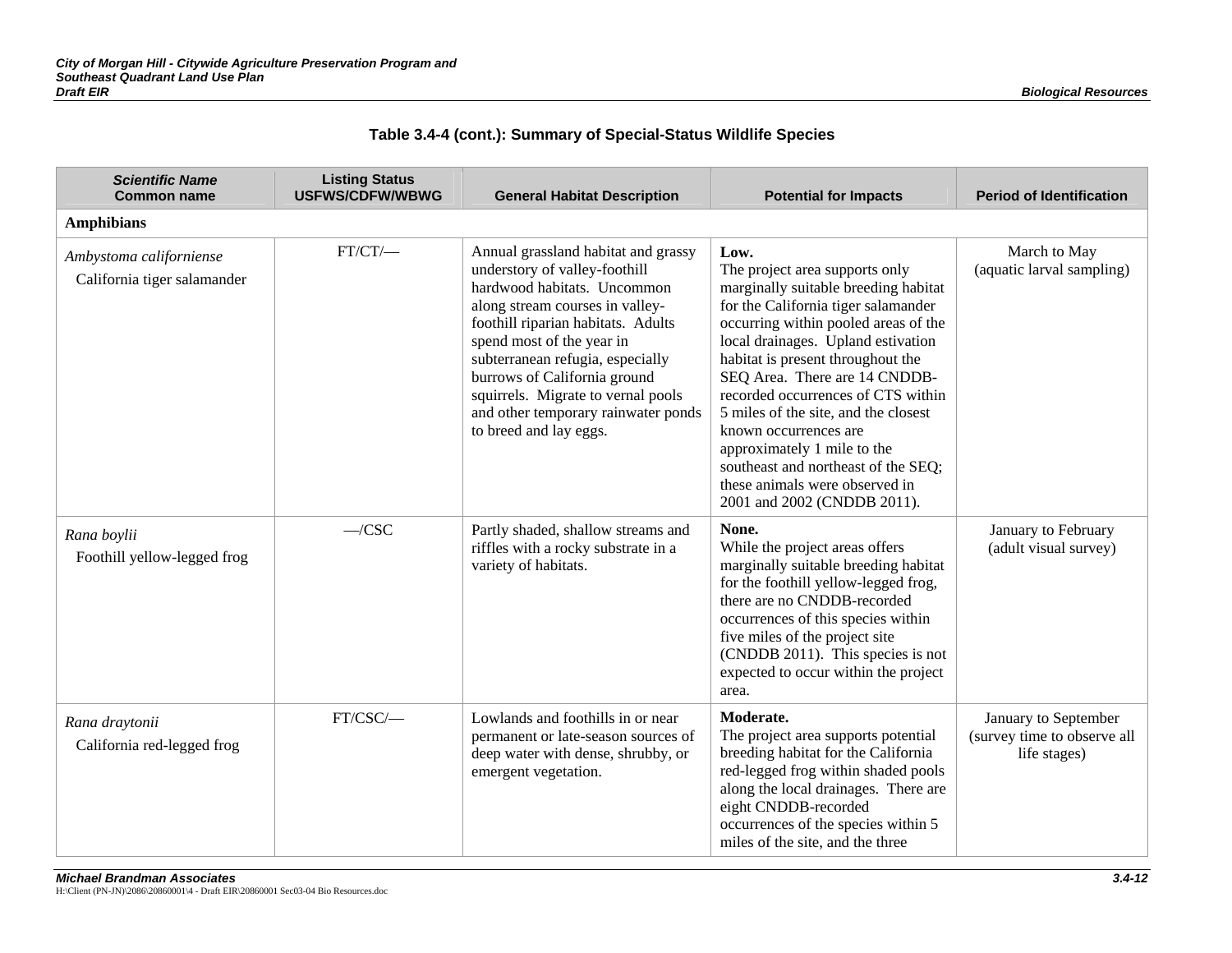### Table 3.4-4 (cont.): Summary of Special-Status Wildlife Species

| *Scientific Name* Common name | Listing Status USFWS/CDFW/WBWG | General Habitat Description | Potential for Impacts | Period of Identification |
|---|---|---|---|---|
| **Amphibians** | | | | |
| *Ambystoma californiense* California tiger salamander | FT/CT/— | Annual grassland habitat and grassy understory of valley-foothill hardwood habitats. Uncommon along stream courses in valley-foothill riparian habitats. Adults spend most of the year in subterranean refugia, especially burrows of California ground squirrels. Migrate to vernal pools and other temporary rainwater ponds to breed and lay eggs. | **Low.** The project area supports only marginally suitable breeding habitat for the California tiger salamander occurring within pooled areas of the local drainages. Upland estivation habitat is present throughout the SEQ Area. There are 14 CNDDB-recorded occurrences of CTS within 5 miles of the site, and the closest known occurrences are approximately 1 mile to the southeast and northeast of the SEQ; these animals were observed in 2001 and 2002 (CNDDB 2011). | March to May (aquatic larval sampling) |
| *Rana boylii* Foothill yellow-legged frog | —/CSC | Partly shaded, shallow streams and riffles with a rocky substrate in a variety of habitats. | **None.** While the project areas offers marginally suitable breeding habitat for the foothill yellow-legged frog, there are no CNDDB-recorded occurrences of this species within five miles of the project site (CNDDB 2011). This species is not expected to occur within the project area. | January to February (adult visual survey) |
| *Rana draytonii* California red-legged frog | FT/CSC/— | Lowlands and foothills in or near permanent or late-season sources of deep water with dense, shrubby, or emergent vegetation. | **Moderate.** The project area supports potential breeding habitat for the California red-legged frog within shaded pools along the local drainages. There are eight CNDDB-recorded occurrences of the species within 5 miles of the site, and the three | January to September (survey time to observe all life stages) |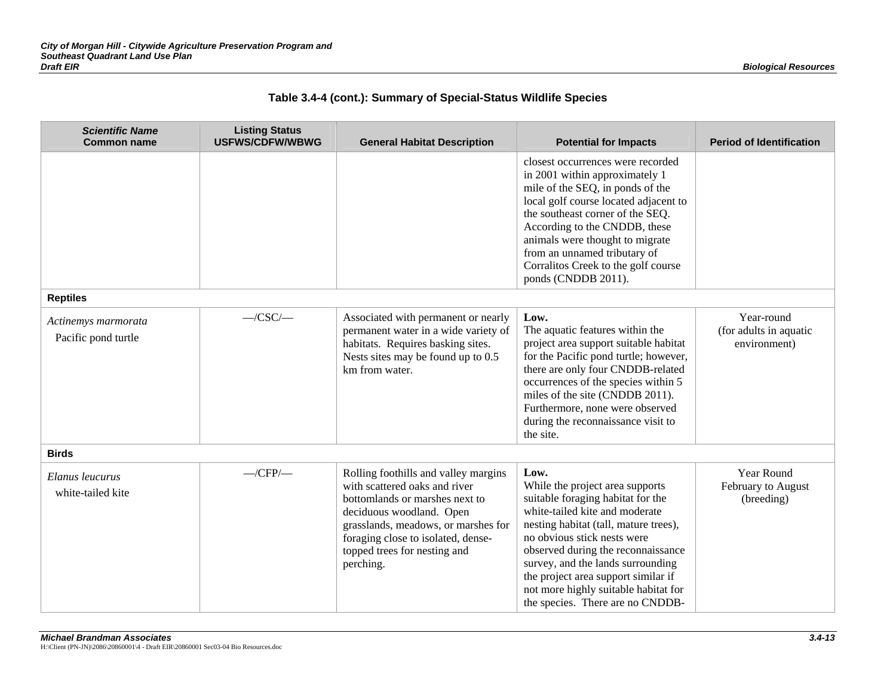### Table 3.4-4 (cont.): Summary of Special-Status Wildlife Species

| *Scientific Name* Common name | Listing Status USFWS/CDFW/WBWG | General Habitat Description | Potential for Impacts | Period of Identification |
|---|---|---|---|---|
| | | | closest occurrences were recorded in 2001 within approximately 1 mile of the SEQ, in ponds of the local golf course located adjacent to the southeast corner of the SEQ. According to the CNDDB, these animals were thought to migrate from an unnamed tributary of Corralitos Creek to the golf course ponds (CNDDB 2011). | |
| **Reptiles** | | | | |
| *Actinemys marmorata* Pacific pond turtle | —/CSC/— | Associated with permanent or nearly permanent water in a wide variety of habitats. Requires basking sites. Nests sites may be found up to 0.5 km from water. | **Low.** The aquatic features within the project area support suitable habitat for the Pacific pond turtle; however, there are only four CNDDB-related occurrences of the species within 5 miles of the site (CNDDB 2011). Furthermore, none were observed during the reconnaissance visit to the site. | Year-round (for adults in aquatic environment) |
| **Birds** | | | | |
| *Elanus leucurus* white-tailed kite | —/CFP/— | Rolling foothills and valley margins with scattered oaks and river bottomlands or marshes next to deciduous woodland. Open grasslands, meadows, or marshes for foraging close to isolated, dense-topped trees for nesting and perching. | **Low.** While the project area supports suitable foraging habitat for the white-tailed kite and moderate nesting habitat (tall, mature trees), no obvious stick nests were observed during the reconnaissance survey, and the lands surrounding the project area support similar if not more highly suitable habitat for the species. There are no CNDDB- | Year Round February to August (breeding) |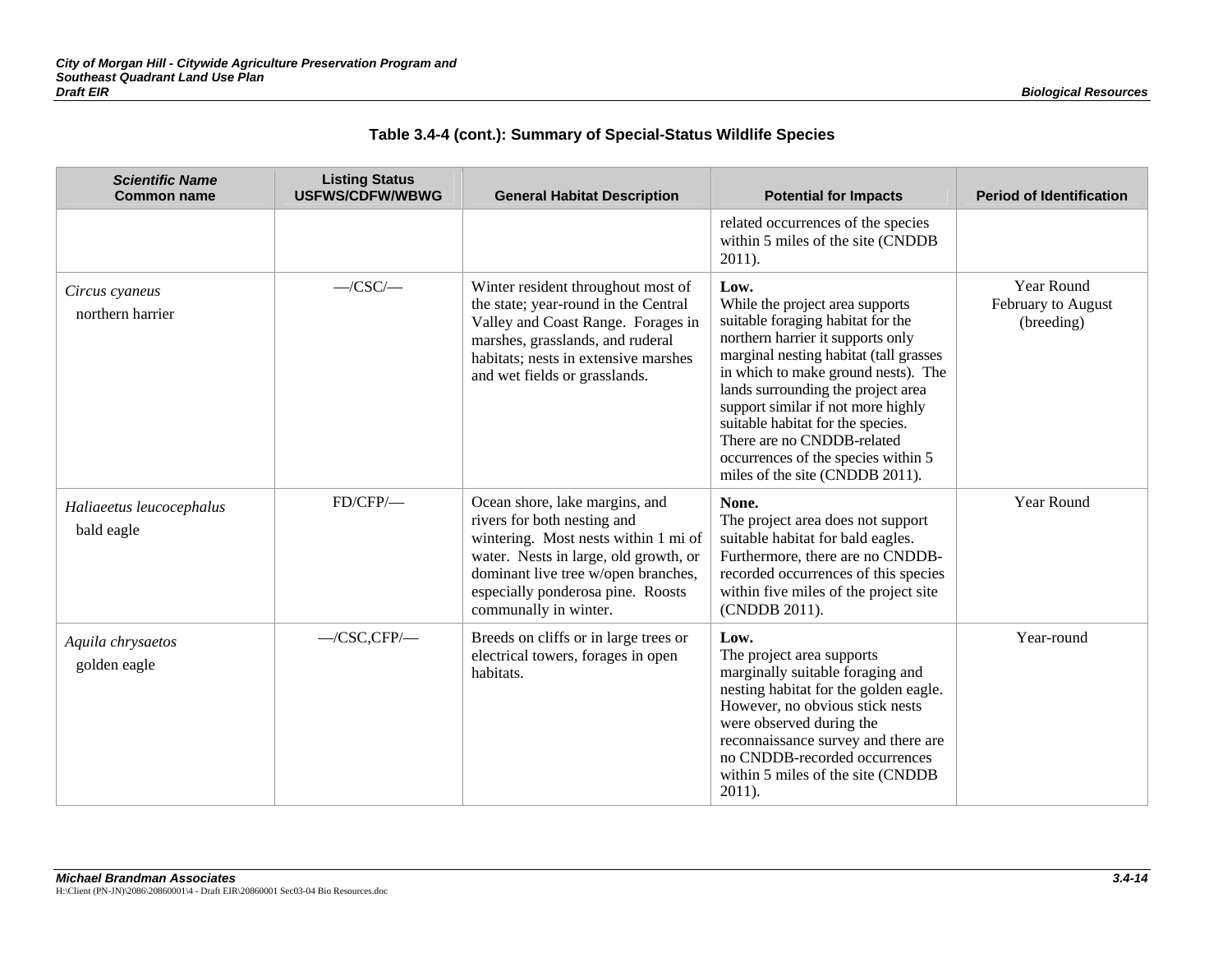**Table 3.4-4 (cont.): Summary of Special-Status Wildlife Species**

| *Scientific Name* Common name | Listing Status USFWS/CDFW/WBWG | General Habitat Description | Potential for Impacts | Period of Identification |
|---|---|---|---|---|
| | | | related occurrences of the species within 5 miles of the site (CNDDB 2011). | |
| *Circus cyaneus* northern harrier | —/CSC/— | Winter resident throughout most of the state; year-round in the Central Valley and Coast Range. Forages in marshes, grasslands, and ruderal habitats; nests in extensive marshes and wet fields or grasslands. | **Low.** While the project area supports suitable foraging habitat for the northern harrier it supports only marginal nesting habitat (tall grasses in which to make ground nests). The lands surrounding the project area support similar if not more highly suitable habitat for the species. There are no CNDDB-related occurrences of the species within 5 miles of the site (CNDDB 2011). | Year Round February to August (breeding) |
| *Haliaeetus leucocephalus* bald eagle | FD/CFP/— | Ocean shore, lake margins, and rivers for both nesting and wintering. Most nests within 1 mi of water. Nests in large, old growth, or dominant live tree w/open branches, especially ponderosa pine. Roosts communally in winter. | **None.** The project area does not support suitable habitat for bald eagles. Furthermore, there are no CNDDB-recorded occurrences of this species within five miles of the project site (CNDDB 2011). | Year Round |
| *Aquila chrysaetos* golden eagle | —/CSC,CFP/— | Breeds on cliffs or in large trees or electrical towers, forages in open habitats. | **Low.** The project area supports marginally suitable foraging and nesting habitat for the golden eagle. However, no obvious stick nests were observed during the reconnaissance survey and there are no CNDDB-recorded occurrences within 5 miles of the site (CNDDB 2011). | Year-round |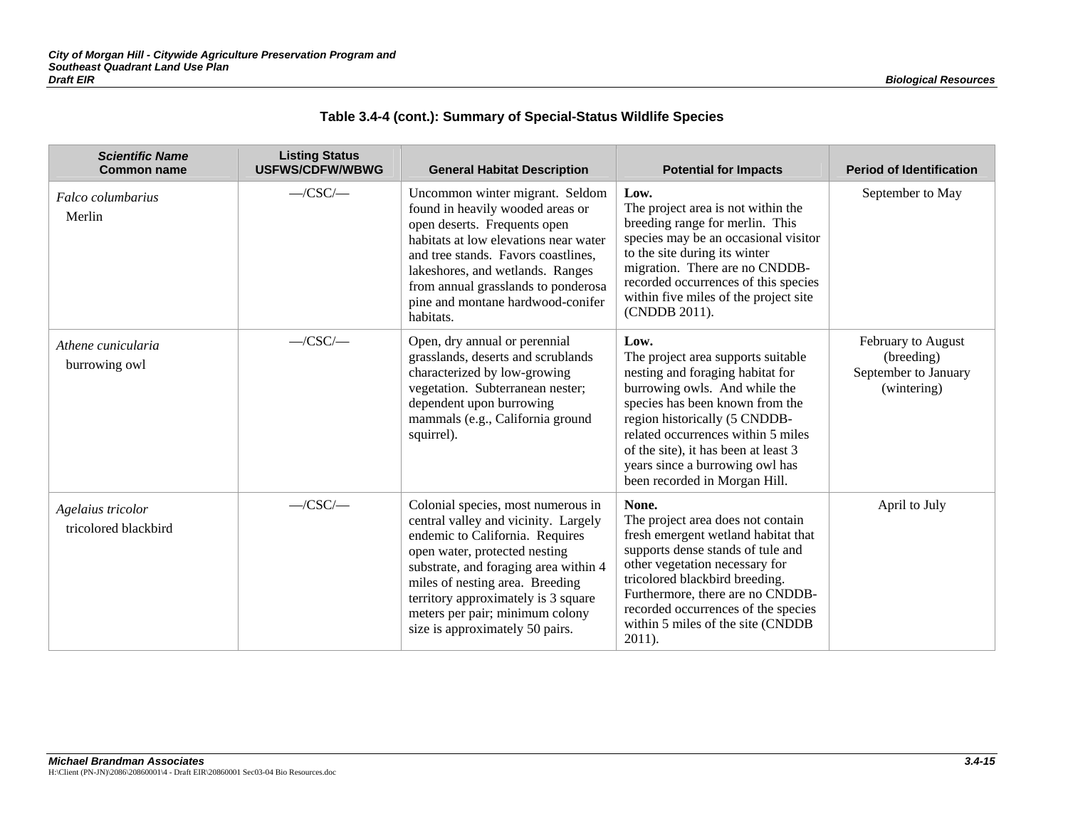### Table 3.4-4 (cont.): Summary of Special-Status Wildlife Species

| *Scientific Name* Common name | Listing Status USFWS/CDFW/WBWG | General Habitat Description | Potential for Impacts | Period of Identification |
|---|---|---|---|---|
| *Falco columbarius* Merlin | —/CSC/— | Uncommon winter migrant. Seldom found in heavily wooded areas or open deserts. Frequents open habitats at low elevations near water and tree stands. Favors coastlines, lakeshores, and wetlands. Ranges from annual grasslands to ponderosa pine and montane hardwood-conifer habitats. | **Low.** The project area is not within the breeding range for merlin. This species may be an occasional visitor to the site during its winter migration. There are no CNDDB-recorded occurrences of this species within five miles of the project site (CNDDB 2011). | September to May |
| *Athene cunicularia* burrowing owl | —/CSC/— | Open, dry annual or perennial grasslands, deserts and scrublands characterized by low-growing vegetation. Subterranean nester; dependent upon burrowing mammals (e.g., California ground squirrel). | **Low.** The project area supports suitable nesting and foraging habitat for burrowing owls. And while the species has been known from the region historically (5 CNDDB-related occurrences within 5 miles of the site), it has been at least 3 years since a burrowing owl has been recorded in Morgan Hill. | February to August (breeding) September to January (wintering) |
| *Agelaius tricolor* tricolored blackbird | —/CSC/— | Colonial species, most numerous in central valley and vicinity. Largely endemic to California. Requires open water, protected nesting substrate, and foraging area within 4 miles of nesting area. Breeding territory approximately is 3 square meters per pair; minimum colony size is approximately 50 pairs. | **None.** The project area does not contain fresh emergent wetland habitat that supports dense stands of tule and other vegetation necessary for tricolored blackbird breeding. Furthermore, there are no CNDDB-recorded occurrences of the species within 5 miles of the site (CNDDB 2011). | April to July |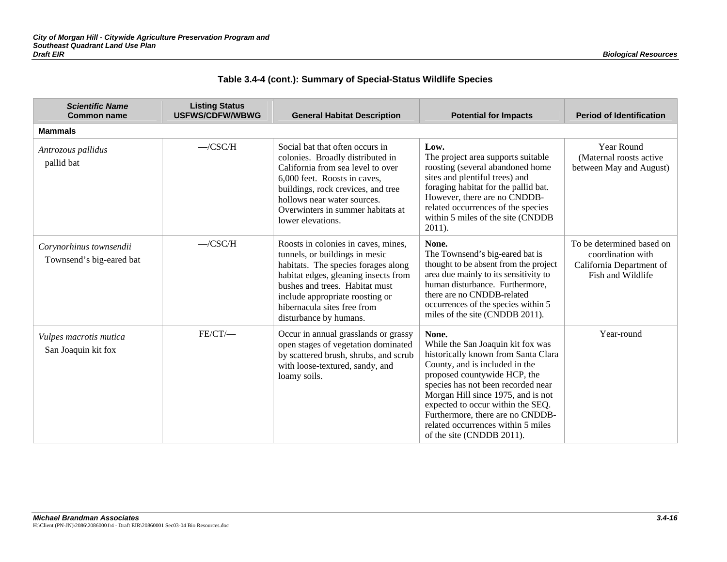**Table 3.4-4 (cont.): Summary of Special-Status Wildlife Species**

| *Scientific Name* Common name | Listing Status USFWS/CDFW/WBWG | General Habitat Description | Potential for Impacts | Period of Identification |
|---|---|---|---|---|
| **Mammals** | | | | |
| *Antrozous pallidus* pallid bat | —/CSC/H | Social bat that often occurs in colonies. Broadly distributed in California from sea level to over 6,000 feet. Roosts in caves, buildings, rock crevices, and tree hollows near water sources. Overwinters in summer habitats at lower elevations. | **Low.** The project area supports suitable roosting (several abandoned home sites and plentiful trees) and foraging habitat for the pallid bat. However, there are no CNDDB-related occurrences of the species within 5 miles of the site (CNDDB 2011). | Year Round (Maternal roosts active between May and August) |
| *Corynorhinus townsendii* Townsend's big-eared bat | —/CSC/H | Roosts in colonies in caves, mines, tunnels, or buildings in mesic habitats. The species forages along habitat edges, gleaning insects from bushes and trees. Habitat must include appropriate roosting or hibernacula sites free from disturbance by humans. | **None.** The Townsend's big-eared bat is thought to be absent from the project area due mainly to its sensitivity to human disturbance. Furthermore, there are no CNDDB-related occurrences of the species within 5 miles of the site (CNDDB 2011). | To be determined based on coordination with California Department of Fish and Wildlife |
| *Vulpes macrotis mutica* San Joaquin kit fox | FE/CT/— | Occur in annual grasslands or grassy open stages of vegetation dominated by scattered brush, shrubs, and scrub with loose-textured, sandy, and loamy soils. | **None.** While the San Joaquin kit fox was historically known from Santa Clara County, and is included in the proposed countywide HCP, the species has not been recorded near Morgan Hill since 1975, and is not expected to occur within the SEQ. Furthermore, there are no CNDDB-related occurrences within 5 miles of the site (CNDDB 2011). | Year-round |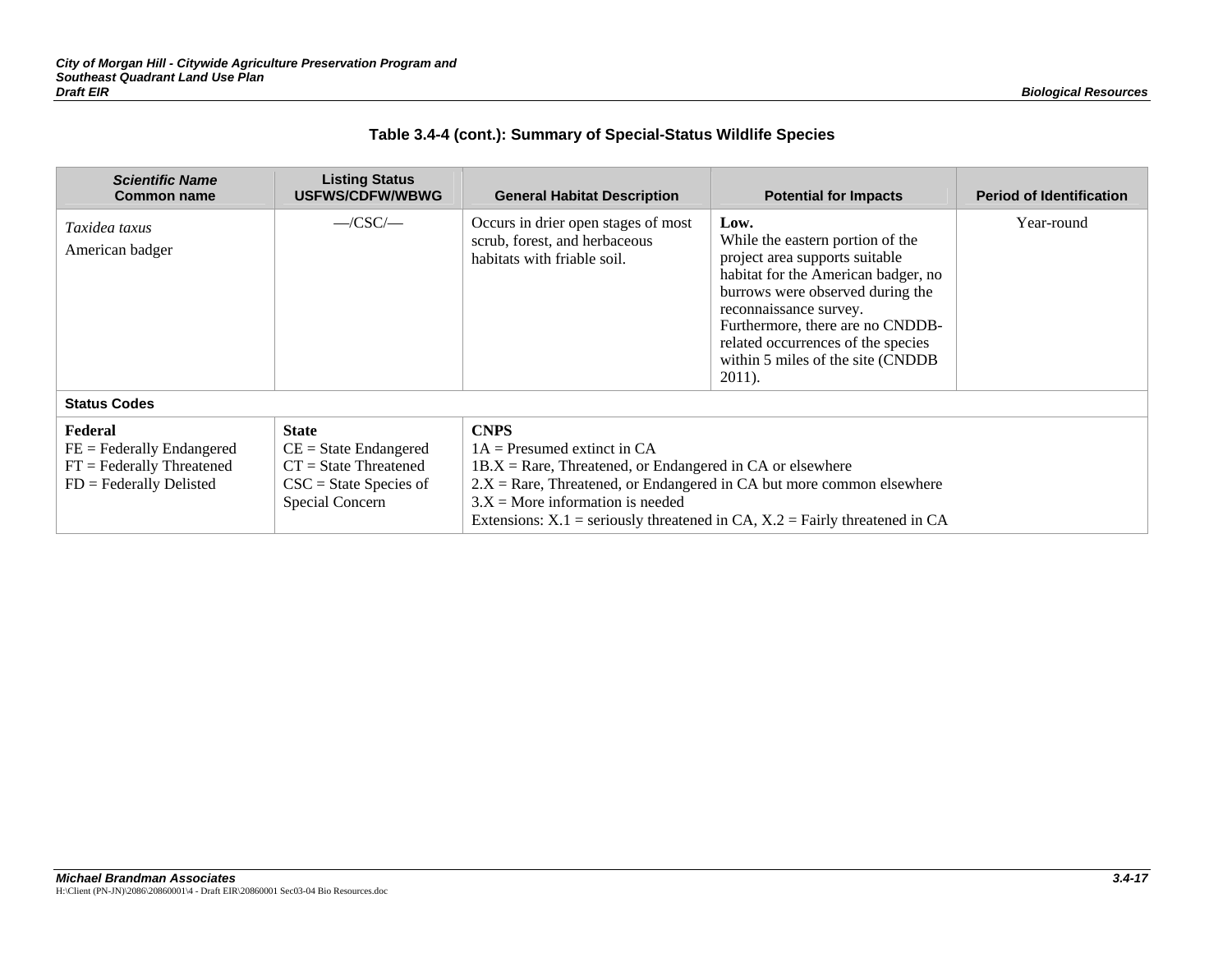### Table 3.4-4 (cont.): Summary of Special-Status Wildlife Species

| *Scientific Name* Common name | Listing Status USFWS/CDFW/WBWG | General Habitat Description | Potential for Impacts | Period of Identification |
|---|---|---|---|---|
| *Taxidea taxus* American badger | —/CSC/— | Occurs in drier open stages of most scrub, forest, and herbaceous habitats with friable soil. | **Low.** While the eastern portion of the project area supports suitable habitat for the American badger, no burrows were observed during the reconnaissance survey. Furthermore, there are no CNDDB-related occurrences of the species within 5 miles of the site (CNDDB 2011). | Year-round |
| **Status Codes** | | | | |
| **Federal** FE = Federally Endangered FT = Federally Threatened FD = Federally Delisted | **State** CE = State Endangered CT = State Threatened CSC = State Species of Special Concern | **CNPS** 1A = Presumed extinct in CA 1B.X = Rare, Threatened, or Endangered in CA or elsewhere 2.X = Rare, Threatened, or Endangered in CA but more common elsewhere 3.X = More information is needed Extensions: X.1 = seriously threatened in CA, X.2 = Fairly threatened in CA | | |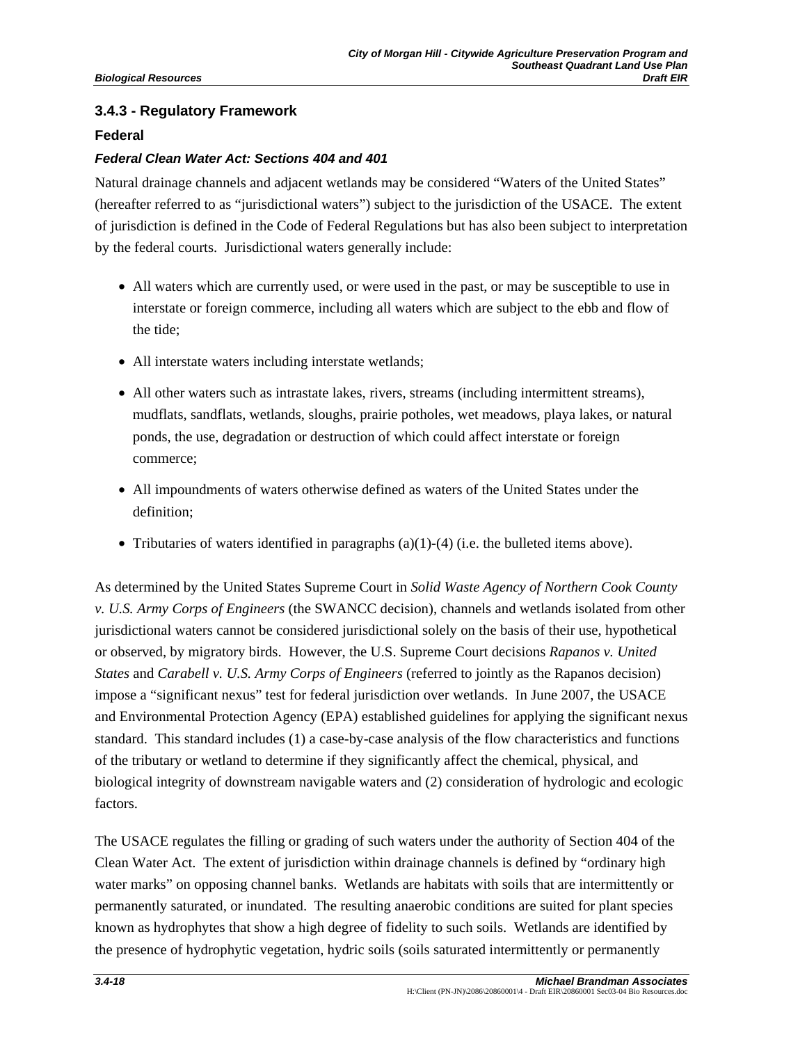### 3.4.3 - Regulatory Framework

#### Federal

##### *Federal Clean Water Act: Sections 404 and 401*

Natural drainage channels and adjacent wetlands may be considered "Waters of the United States" (hereafter referred to as "jurisdictional waters") subject to the jurisdiction of the USACE. The extent of jurisdiction is defined in the Code of Federal Regulations but has also been subject to interpretation by the federal courts. Jurisdictional waters generally include:

- All waters which are currently used, or were used in the past, or may be susceptible to use in interstate or foreign commerce, including all waters which are subject to the ebb and flow of the tide;
- All interstate waters including interstate wetlands;
- All other waters such as intrastate lakes, rivers, streams (including intermittent streams), mudflats, sandflats, wetlands, sloughs, prairie potholes, wet meadows, playa lakes, or natural ponds, the use, degradation or destruction of which could affect interstate or foreign commerce;
- All impoundments of waters otherwise defined as waters of the United States under the definition;
- Tributaries of waters identified in paragraphs (a)(1)-(4) (i.e. the bulleted items above).

As determined by the United States Supreme Court in *Solid Waste Agency of Northern Cook County v. U.S. Army Corps of Engineers* (the SWANCC decision), channels and wetlands isolated from other jurisdictional waters cannot be considered jurisdictional solely on the basis of their use, hypothetical or observed, by migratory birds. However, the U.S. Supreme Court decisions *Rapanos v. United States* and *Carabell v. U.S. Army Corps of Engineers* (referred to jointly as the Rapanos decision) impose a "significant nexus" test for federal jurisdiction over wetlands. In June 2007, the USACE and Environmental Protection Agency (EPA) established guidelines for applying the significant nexus standard. This standard includes (1) a case-by-case analysis of the flow characteristics and functions of the tributary or wetland to determine if they significantly affect the chemical, physical, and biological integrity of downstream navigable waters and (2) consideration of hydrologic and ecologic factors.

The USACE regulates the filling or grading of such waters under the authority of Section 404 of the Clean Water Act. The extent of jurisdiction within drainage channels is defined by "ordinary high water marks" on opposing channel banks. Wetlands are habitats with soils that are intermittently or permanently saturated, or inundated. The resulting anaerobic conditions are suited for plant species known as hydrophytes that show a high degree of fidelity to such soils. Wetlands are identified by the presence of hydrophytic vegetation, hydric soils (soils saturated intermittently or permanently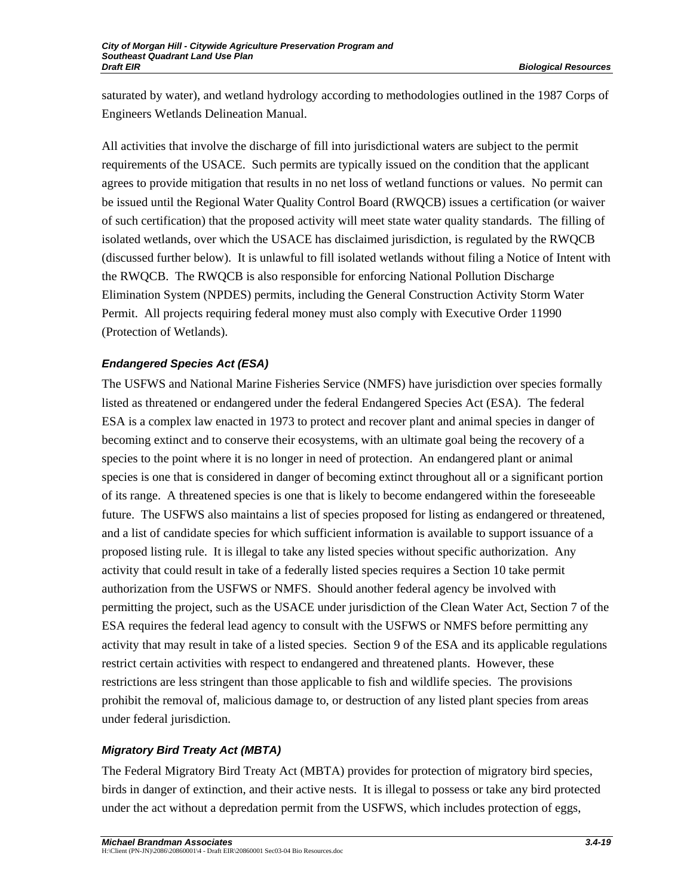saturated by water), and wetland hydrology according to methodologies outlined in the 1987 Corps of Engineers Wetlands Delineation Manual.

All activities that involve the discharge of fill into jurisdictional waters are subject to the permit requirements of the USACE. Such permits are typically issued on the condition that the applicant agrees to provide mitigation that results in no net loss of wetland functions or values. No permit can be issued until the Regional Water Quality Control Board (RWQCB) issues a certification (or waiver of such certification) that the proposed activity will meet state water quality standards. The filling of isolated wetlands, over which the USACE has disclaimed jurisdiction, is regulated by the RWQCB (discussed further below). It is unlawful to fill isolated wetlands without filing a Notice of Intent with the RWQCB. The RWQCB is also responsible for enforcing National Pollution Discharge Elimination System (NPDES) permits, including the General Construction Activity Storm Water Permit. All projects requiring federal money must also comply with Executive Order 11990 (Protection of Wetlands).

#### *Endangered Species Act (ESA)*

The USFWS and National Marine Fisheries Service (NMFS) have jurisdiction over species formally listed as threatened or endangered under the federal Endangered Species Act (ESA). The federal ESA is a complex law enacted in 1973 to protect and recover plant and animal species in danger of becoming extinct and to conserve their ecosystems, with an ultimate goal being the recovery of a species to the point where it is no longer in need of protection. An endangered plant or animal species is one that is considered in danger of becoming extinct throughout all or a significant portion of its range. A threatened species is one that is likely to become endangered within the foreseeable future. The USFWS also maintains a list of species proposed for listing as endangered or threatened, and a list of candidate species for which sufficient information is available to support issuance of a proposed listing rule. It is illegal to take any listed species without specific authorization. Any activity that could result in take of a federally listed species requires a Section 10 take permit authorization from the USFWS or NMFS. Should another federal agency be involved with permitting the project, such as the USACE under jurisdiction of the Clean Water Act, Section 7 of the ESA requires the federal lead agency to consult with the USFWS or NMFS before permitting any activity that may result in take of a listed species. Section 9 of the ESA and its applicable regulations restrict certain activities with respect to endangered and threatened plants. However, these restrictions are less stringent than those applicable to fish and wildlife species. The provisions prohibit the removal of, malicious damage to, or destruction of any listed plant species from areas under federal jurisdiction.

#### *Migratory Bird Treaty Act (MBTA)*

The Federal Migratory Bird Treaty Act (MBTA) provides for protection of migratory bird species, birds in danger of extinction, and their active nests. It is illegal to possess or take any bird protected under the act without a depredation permit from the USFWS, which includes protection of eggs,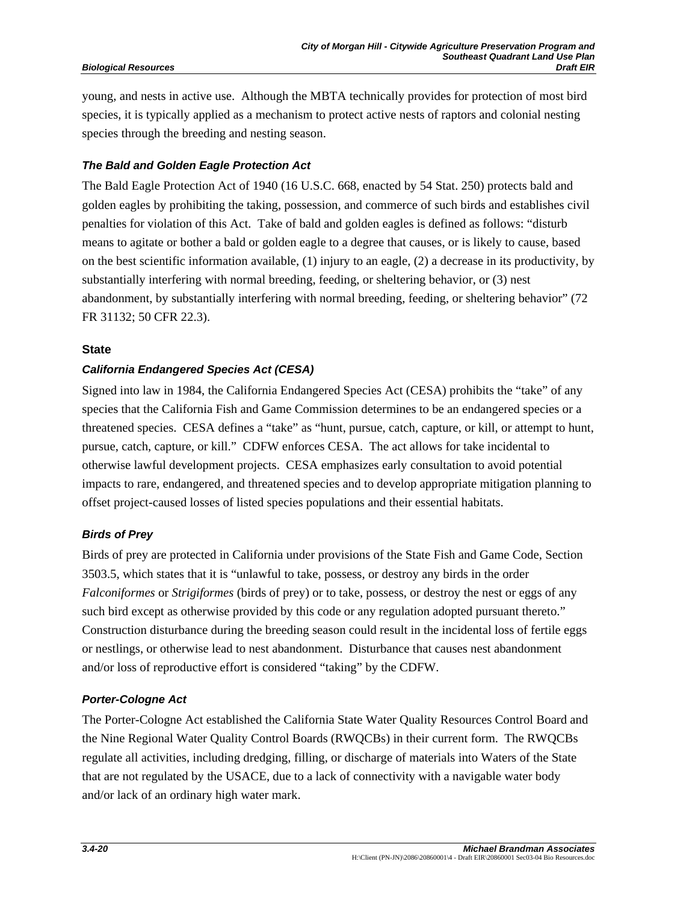young, and nests in active use. Although the MBTA technically provides for protection of most bird species, it is typically applied as a mechanism to protect active nests of raptors and colonial nesting species through the breeding and nesting season.

#### *The Bald and Golden Eagle Protection Act*

The Bald Eagle Protection Act of 1940 (16 U.S.C. 668, enacted by 54 Stat. 250) protects bald and golden eagles by prohibiting the taking, possession, and commerce of such birds and establishes civil penalties for violation of this Act. Take of bald and golden eagles is defined as follows: "disturb means to agitate or bother a bald or golden eagle to a degree that causes, or is likely to cause, based on the best scientific information available, (1) injury to an eagle, (2) a decrease in its productivity, by substantially interfering with normal breeding, feeding, or sheltering behavior, or (3) nest abandonment, by substantially interfering with normal breeding, feeding, or sheltering behavior" (72 FR 31132; 50 CFR 22.3).

### State

#### *California Endangered Species Act (CESA)*

Signed into law in 1984, the California Endangered Species Act (CESA) prohibits the "take" of any species that the California Fish and Game Commission determines to be an endangered species or a threatened species. CESA defines a "take" as "hunt, pursue, catch, capture, or kill, or attempt to hunt, pursue, catch, capture, or kill." CDFW enforces CESA. The act allows for take incidental to otherwise lawful development projects. CESA emphasizes early consultation to avoid potential impacts to rare, endangered, and threatened species and to develop appropriate mitigation planning to offset project-caused losses of listed species populations and their essential habitats.

#### *Birds of Prey*

Birds of prey are protected in California under provisions of the State Fish and Game Code, Section 3503.5, which states that it is "unlawful to take, possess, or destroy any birds in the order *Falconiformes* or *Strigiformes* (birds of prey) or to take, possess, or destroy the nest or eggs of any such bird except as otherwise provided by this code or any regulation adopted pursuant thereto." Construction disturbance during the breeding season could result in the incidental loss of fertile eggs or nestlings, or otherwise lead to nest abandonment. Disturbance that causes nest abandonment and/or loss of reproductive effort is considered "taking" by the CDFW.

#### *Porter-Cologne Act*

The Porter-Cologne Act established the California State Water Quality Resources Control Board and the Nine Regional Water Quality Control Boards (RWQCBs) in their current form. The RWQCBs regulate all activities, including dredging, filling, or discharge of materials into Waters of the State that are not regulated by the USACE, due to a lack of connectivity with a navigable water body and/or lack of an ordinary high water mark.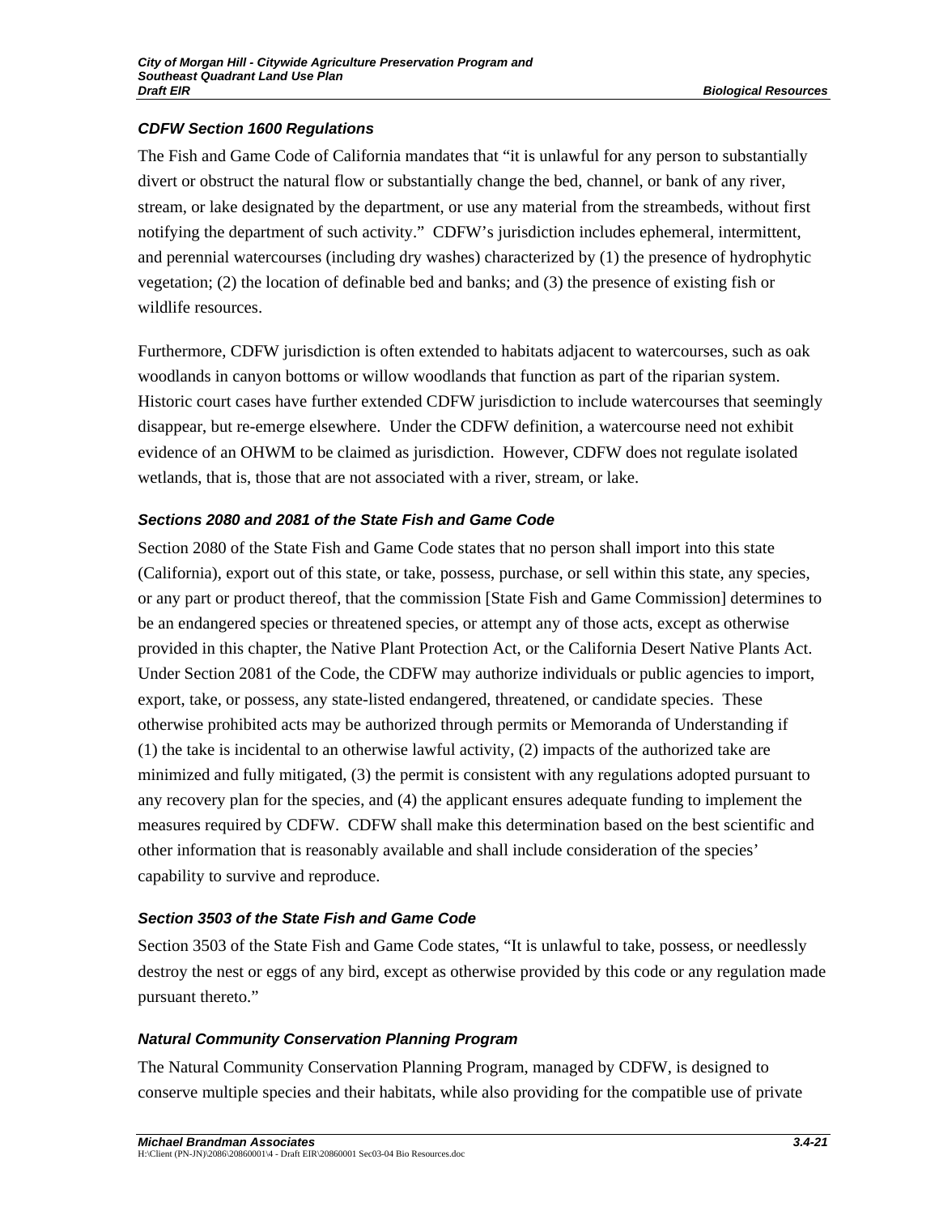### *CDFW Section 1600 Regulations*

The Fish and Game Code of California mandates that "it is unlawful for any person to substantially divert or obstruct the natural flow or substantially change the bed, channel, or bank of any river, stream, or lake designated by the department, or use any material from the streambeds, without first notifying the department of such activity." CDFW's jurisdiction includes ephemeral, intermittent, and perennial watercourses (including dry washes) characterized by (1) the presence of hydrophytic vegetation; (2) the location of definable bed and banks; and (3) the presence of existing fish or wildlife resources.

Furthermore, CDFW jurisdiction is often extended to habitats adjacent to watercourses, such as oak woodlands in canyon bottoms or willow woodlands that function as part of the riparian system. Historic court cases have further extended CDFW jurisdiction to include watercourses that seemingly disappear, but re-emerge elsewhere. Under the CDFW definition, a watercourse need not exhibit evidence of an OHWM to be claimed as jurisdiction. However, CDFW does not regulate isolated wetlands, that is, those that are not associated with a river, stream, or lake.

### *Sections 2080 and 2081 of the State Fish and Game Code*

Section 2080 of the State Fish and Game Code states that no person shall import into this state (California), export out of this state, or take, possess, purchase, or sell within this state, any species, or any part or product thereof, that the commission [State Fish and Game Commission] determines to be an endangered species or threatened species, or attempt any of those acts, except as otherwise provided in this chapter, the Native Plant Protection Act, or the California Desert Native Plants Act. Under Section 2081 of the Code, the CDFW may authorize individuals or public agencies to import, export, take, or possess, any state-listed endangered, threatened, or candidate species. These otherwise prohibited acts may be authorized through permits or Memoranda of Understanding if (1) the take is incidental to an otherwise lawful activity, (2) impacts of the authorized take are minimized and fully mitigated, (3) the permit is consistent with any regulations adopted pursuant to any recovery plan for the species, and (4) the applicant ensures adequate funding to implement the measures required by CDFW. CDFW shall make this determination based on the best scientific and other information that is reasonably available and shall include consideration of the species' capability to survive and reproduce.

### *Section 3503 of the State Fish and Game Code*

Section 3503 of the State Fish and Game Code states, "It is unlawful to take, possess, or needlessly destroy the nest or eggs of any bird, except as otherwise provided by this code or any regulation made pursuant thereto."

### *Natural Community Conservation Planning Program*

The Natural Community Conservation Planning Program, managed by CDFW, is designed to conserve multiple species and their habitats, while also providing for the compatible use of private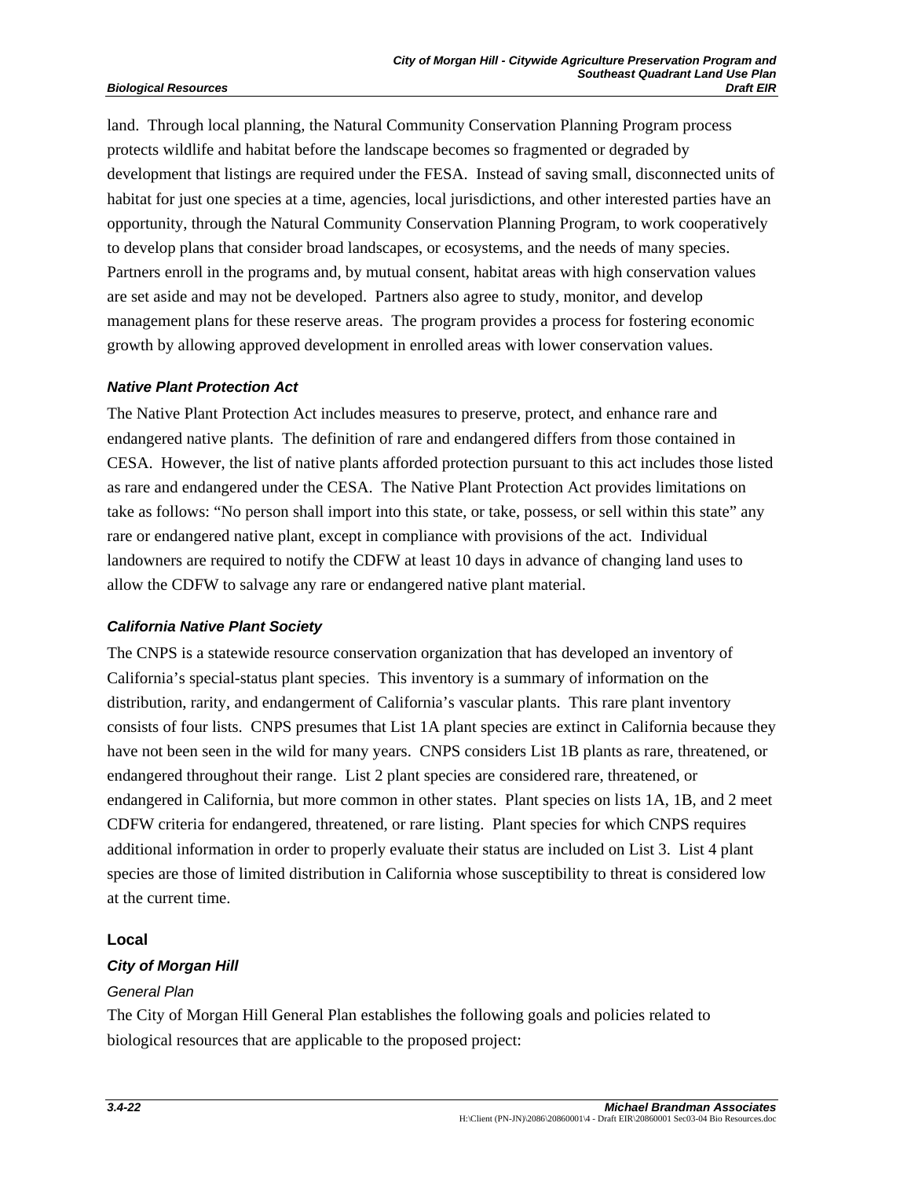land. Through local planning, the Natural Community Conservation Planning Program process protects wildlife and habitat before the landscape becomes so fragmented or degraded by development that listings are required under the FESA. Instead of saving small, disconnected units of habitat for just one species at a time, agencies, local jurisdictions, and other interested parties have an opportunity, through the Natural Community Conservation Planning Program, to work cooperatively to develop plans that consider broad landscapes, or ecosystems, and the needs of many species. Partners enroll in the programs and, by mutual consent, habitat areas with high conservation values are set aside and may not be developed. Partners also agree to study, monitor, and develop management plans for these reserve areas. The program provides a process for fostering economic growth by allowing approved development in enrolled areas with lower conservation values.

#### *Native Plant Protection Act*

The Native Plant Protection Act includes measures to preserve, protect, and enhance rare and endangered native plants. The definition of rare and endangered differs from those contained in CESA. However, the list of native plants afforded protection pursuant to this act includes those listed as rare and endangered under the CESA. The Native Plant Protection Act provides limitations on take as follows: "No person shall import into this state, or take, possess, or sell within this state" any rare or endangered native plant, except in compliance with provisions of the act. Individual landowners are required to notify the CDFW at least 10 days in advance of changing land uses to allow the CDFW to salvage any rare or endangered native plant material.

#### *California Native Plant Society*

The CNPS is a statewide resource conservation organization that has developed an inventory of California's special-status plant species. This inventory is a summary of information on the distribution, rarity, and endangerment of California's vascular plants. This rare plant inventory consists of four lists. CNPS presumes that List 1A plant species are extinct in California because they have not been seen in the wild for many years. CNPS considers List 1B plants as rare, threatened, or endangered throughout their range. List 2 plant species are considered rare, threatened, or endangered in California, but more common in other states. Plant species on lists 1A, 1B, and 2 meet CDFW criteria for endangered, threatened, or rare listing. Plant species for which CNPS requires additional information in order to properly evaluate their status are included on List 3. List 4 plant species are those of limited distribution in California whose susceptibility to threat is considered low at the current time.

### Local

#### *City of Morgan Hill*

*General Plan*

The City of Morgan Hill General Plan establishes the following goals and policies related to biological resources that are applicable to the proposed project: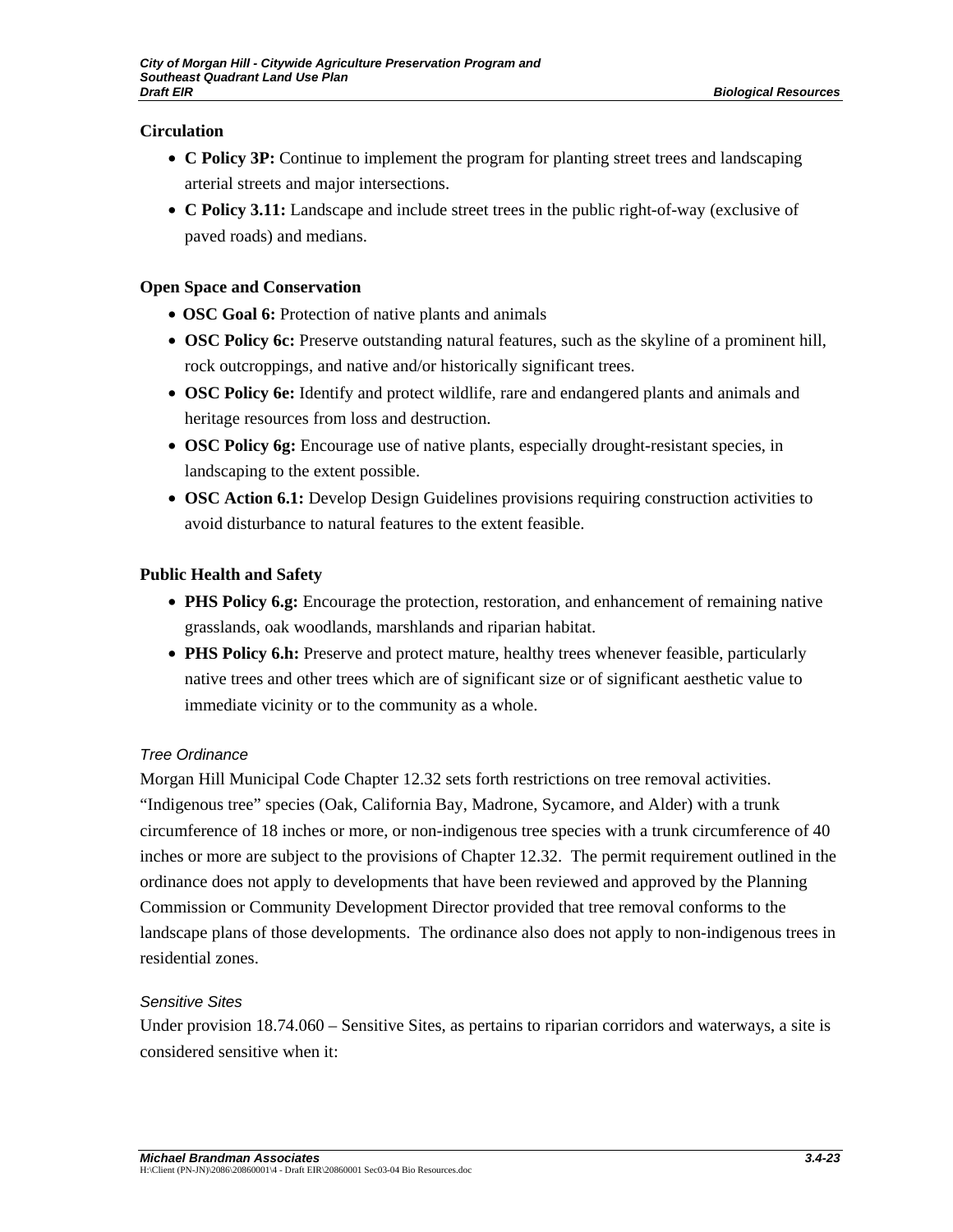**Circulation**

- **C Policy 3P:** Continue to implement the program for planting street trees and landscaping arterial streets and major intersections.
- **C Policy 3.11:** Landscape and include street trees in the public right-of-way (exclusive of paved roads) and medians.

**Open Space and Conservation**

- **OSC Goal 6:** Protection of native plants and animals
- **OSC Policy 6c:** Preserve outstanding natural features, such as the skyline of a prominent hill, rock outcroppings, and native and/or historically significant trees.
- **OSC Policy 6e:** Identify and protect wildlife, rare and endangered plants and animals and heritage resources from loss and destruction.
- **OSC Policy 6g:** Encourage use of native plants, especially drought-resistant species, in landscaping to the extent possible.
- **OSC Action 6.1:** Develop Design Guidelines provisions requiring construction activities to avoid disturbance to natural features to the extent feasible.

**Public Health and Safety**

- **PHS Policy 6.g:** Encourage the protection, restoration, and enhancement of remaining native grasslands, oak woodlands, marshlands and riparian habitat.
- **PHS Policy 6.h:** Preserve and protect mature, healthy trees whenever feasible, particularly native trees and other trees which are of significant size or of significant aesthetic value to immediate vicinity or to the community as a whole.

*Tree Ordinance*

Morgan Hill Municipal Code Chapter 12.32 sets forth restrictions on tree removal activities. "Indigenous tree" species (Oak, California Bay, Madrone, Sycamore, and Alder) with a trunk circumference of 18 inches or more, or non-indigenous tree species with a trunk circumference of 40 inches or more are subject to the provisions of Chapter 12.32. The permit requirement outlined in the ordinance does not apply to developments that have been reviewed and approved by the Planning Commission or Community Development Director provided that tree removal conforms to the landscape plans of those developments. The ordinance also does not apply to non-indigenous trees in residential zones.

*Sensitive Sites*

Under provision 18.74.060 – Sensitive Sites, as pertains to riparian corridors and waterways, a site is considered sensitive when it: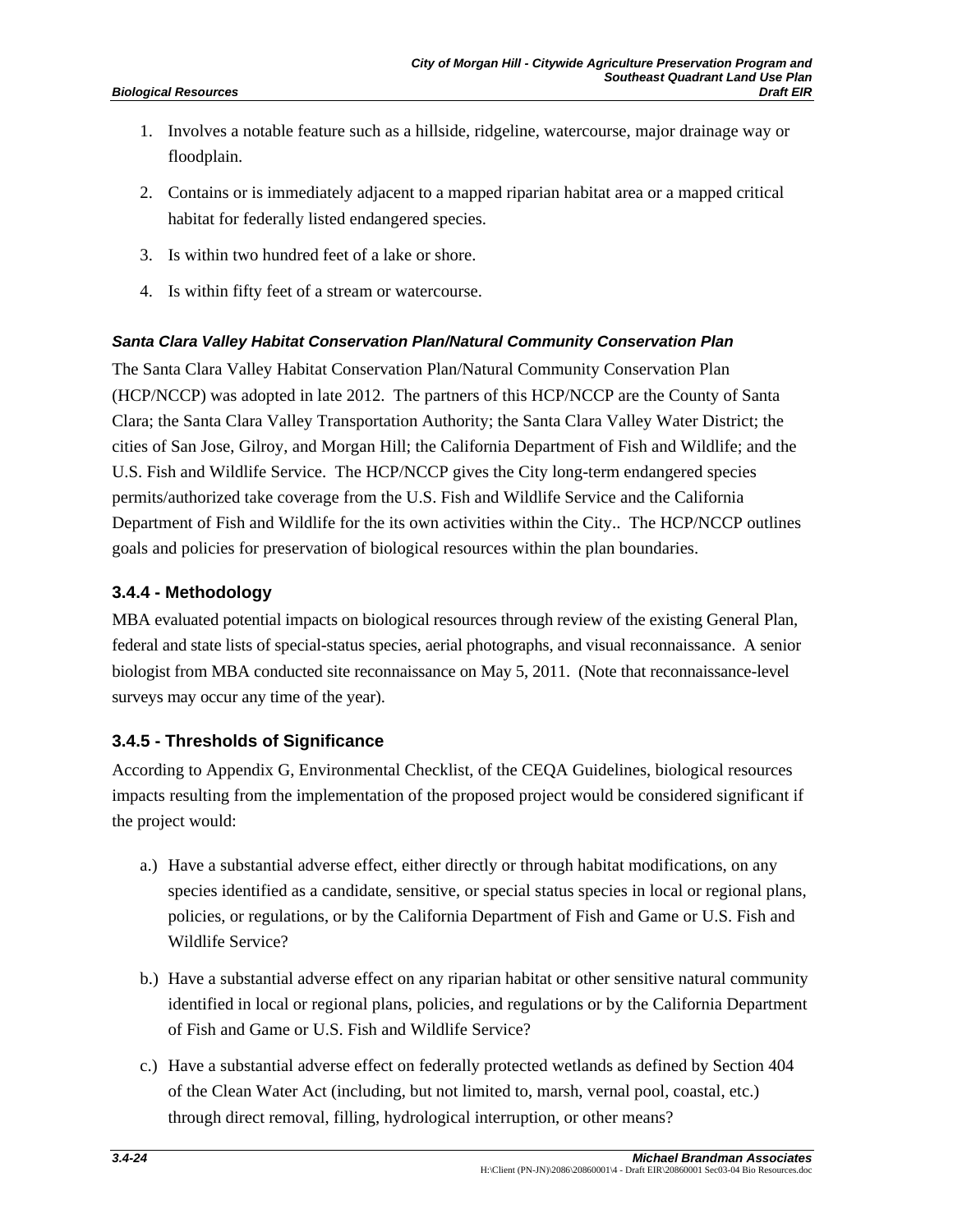1. Involves a notable feature such as a hillside, ridgeline, watercourse, major drainage way or floodplain.
2. Contains or is immediately adjacent to a mapped riparian habitat area or a mapped critical habitat for federally listed endangered species.
3. Is within two hundred feet of a lake or shore.
4. Is within fifty feet of a stream or watercourse.

#### *Santa Clara Valley Habitat Conservation Plan/Natural Community Conservation Plan*

The Santa Clara Valley Habitat Conservation Plan/Natural Community Conservation Plan (HCP/NCCP) was adopted in late 2012. The partners of this HCP/NCCP are the County of Santa Clara; the Santa Clara Valley Transportation Authority; the Santa Clara Valley Water District; the cities of San Jose, Gilroy, and Morgan Hill; the California Department of Fish and Wildlife; and the U.S. Fish and Wildlife Service. The HCP/NCCP gives the City long-term endangered species permits/authorized take coverage from the U.S. Fish and Wildlife Service and the California Department of Fish and Wildlife for the its own activities within the City.. The HCP/NCCP outlines goals and policies for preservation of biological resources within the plan boundaries.

### 3.4.4 - Methodology

MBA evaluated potential impacts on biological resources through review of the existing General Plan, federal and state lists of special-status species, aerial photographs, and visual reconnaissance. A senior biologist from MBA conducted site reconnaissance on May 5, 2011. (Note that reconnaissance-level surveys may occur any time of the year).

### 3.4.5 - Thresholds of Significance

According to Appendix G, Environmental Checklist, of the CEQA Guidelines, biological resources impacts resulting from the implementation of the proposed project would be considered significant if the project would:

a.) Have a substantial adverse effect, either directly or through habitat modifications, on any species identified as a candidate, sensitive, or special status species in local or regional plans, policies, or regulations, or by the California Department of Fish and Game or U.S. Fish and Wildlife Service?

b.) Have a substantial adverse effect on any riparian habitat or other sensitive natural community identified in local or regional plans, policies, and regulations or by the California Department of Fish and Game or U.S. Fish and Wildlife Service?

c.) Have a substantial adverse effect on federally protected wetlands as defined by Section 404 of the Clean Water Act (including, but not limited to, marsh, vernal pool, coastal, etc.) through direct removal, filling, hydrological interruption, or other means?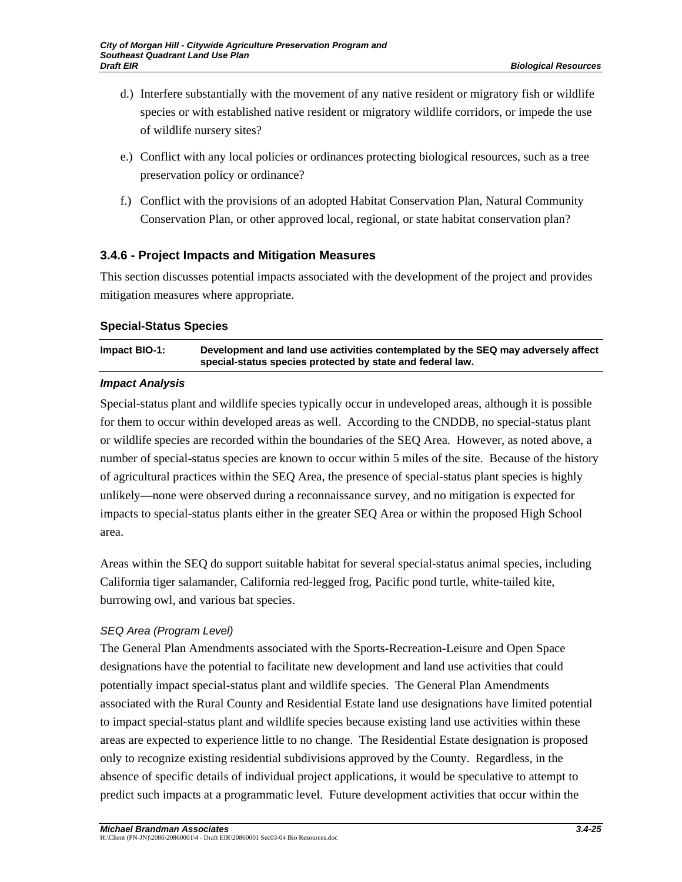d.) Interfere substantially with the movement of any native resident or migratory fish or wildlife species or with established native resident or migratory wildlife corridors, or impede the use of wildlife nursery sites?

e.) Conflict with any local policies or ordinances protecting biological resources, such as a tree preservation policy or ordinance?

f.) Conflict with the provisions of an adopted Habitat Conservation Plan, Natural Community Conservation Plan, or other approved local, regional, or state habitat conservation plan?

## 3.4.6 - Project Impacts and Mitigation Measures

This section discusses potential impacts associated with the development of the project and provides mitigation measures where appropriate.

### Special-Status Species

| Impact BIO-1: | Development and land use activities contemplated by the SEQ may adversely affect special-status species protected by state and federal law. |
|---|---|

#### *Impact Analysis*

Special-status plant and wildlife species typically occur in undeveloped areas, although it is possible for them to occur within developed areas as well. According to the CNDDB, no special-status plant or wildlife species are recorded within the boundaries of the SEQ Area. However, as noted above, a number of special-status species are known to occur within 5 miles of the site. Because of the history of agricultural practices within the SEQ Area, the presence of special-status plant species is highly unlikely—none were observed during a reconnaissance survey, and no mitigation is expected for impacts to special-status plants either in the greater SEQ Area or within the proposed High School area.

Areas within the SEQ do support suitable habitat for several special-status animal species, including California tiger salamander, California red-legged frog, Pacific pond turtle, white-tailed kite, burrowing owl, and various bat species.

*SEQ Area (Program Level)*

The General Plan Amendments associated with the Sports-Recreation-Leisure and Open Space designations have the potential to facilitate new development and land use activities that could potentially impact special-status plant and wildlife species. The General Plan Amendments associated with the Rural County and Residential Estate land use designations have limited potential to impact special-status plant and wildlife species because existing land use activities within these areas are expected to experience little to no change. The Residential Estate designation is proposed only to recognize existing residential subdivisions approved by the County. Regardless, in the absence of specific details of individual project applications, it would be speculative to attempt to predict such impacts at a programmatic level. Future development activities that occur within the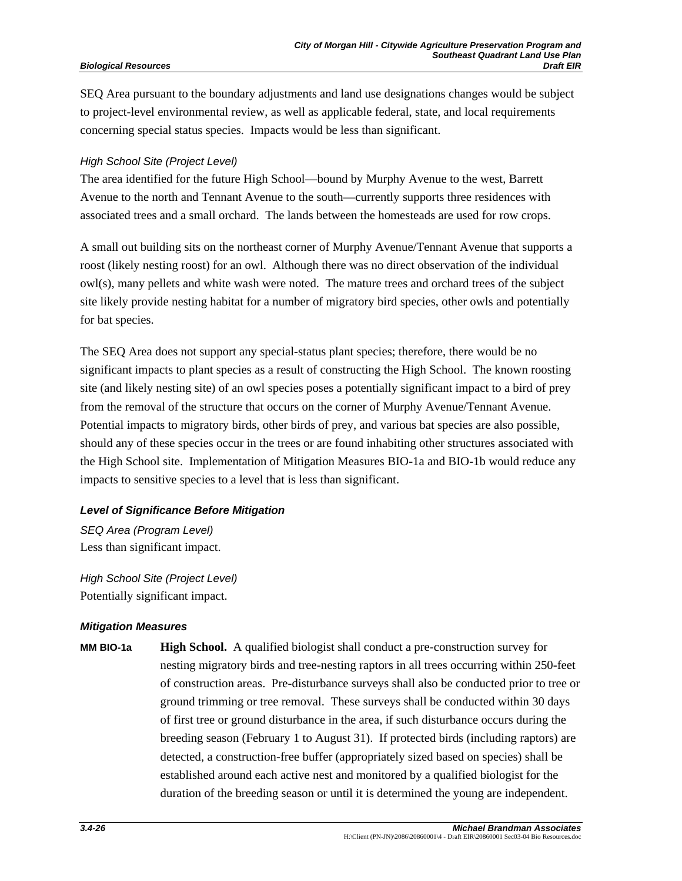SEQ Area pursuant to the boundary adjustments and land use designations changes would be subject to project-level environmental review, as well as applicable federal, state, and local requirements concerning special status species. Impacts would be less than significant.

*High School Site (Project Level)*

The area identified for the future High School—bound by Murphy Avenue to the west, Barrett Avenue to the north and Tennant Avenue to the south—currently supports three residences with associated trees and a small orchard. The lands between the homesteads are used for row crops.

A small out building sits on the northeast corner of Murphy Avenue/Tennant Avenue that supports a roost (likely nesting roost) for an owl. Although there was no direct observation of the individual owl(s), many pellets and white wash were noted. The mature trees and orchard trees of the subject site likely provide nesting habitat for a number of migratory bird species, other owls and potentially for bat species.

The SEQ Area does not support any special-status plant species; therefore, there would be no significant impacts to plant species as a result of constructing the High School. The known roosting site (and likely nesting site) of an owl species poses a potentially significant impact to a bird of prey from the removal of the structure that occurs on the corner of Murphy Avenue/Tennant Avenue. Potential impacts to migratory birds, other birds of prey, and various bat species are also possible, should any of these species occur in the trees or are found inhabiting other structures associated with the High School site. Implementation of Mitigation Measures BIO-1a and BIO-1b would reduce any impacts to sensitive species to a level that is less than significant.

### *Level of Significance Before Mitigation*

*SEQ Area (Program Level)*

Less than significant impact.

*High School Site (Project Level)*

Potentially significant impact.

### *Mitigation Measures*

**MM BIO-1a** **High School.** A qualified biologist shall conduct a pre-construction survey for nesting migratory birds and tree-nesting raptors in all trees occurring within 250-feet of construction areas. Pre-disturbance surveys shall also be conducted prior to tree or ground trimming or tree removal. These surveys shall be conducted within 30 days of first tree or ground disturbance in the area, if such disturbance occurs during the breeding season (February 1 to August 31). If protected birds (including raptors) are detected, a construction-free buffer (appropriately sized based on species) shall be established around each active nest and monitored by a qualified biologist for the duration of the breeding season or until it is determined the young are independent.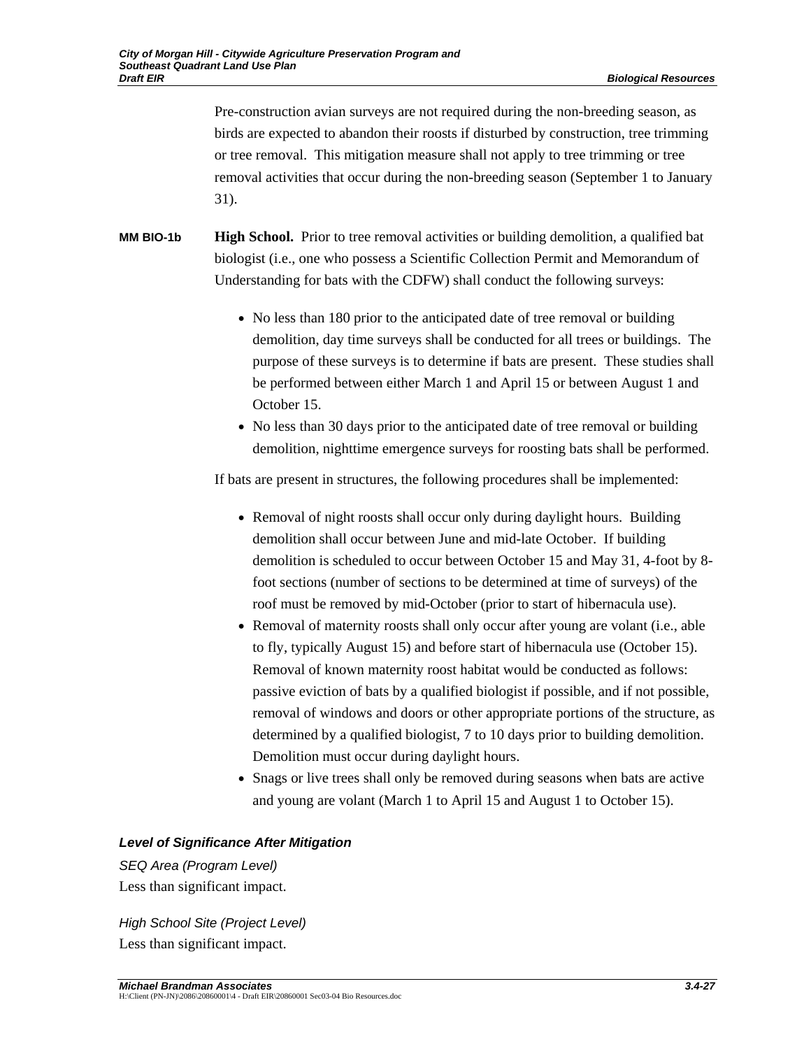Pre-construction avian surveys are not required during the non-breeding season, as birds are expected to abandon their roosts if disturbed by construction, tree trimming or tree removal. This mitigation measure shall not apply to tree trimming or tree removal activities that occur during the non-breeding season (September 1 to January 31).

**MM BIO-1b** **High School.** Prior to tree removal activities or building demolition, a qualified bat biologist (i.e., one who possess a Scientific Collection Permit and Memorandum of Understanding for bats with the CDFW) shall conduct the following surveys:

- No less than 180 prior to the anticipated date of tree removal or building demolition, day time surveys shall be conducted for all trees or buildings. The purpose of these surveys is to determine if bats are present. These studies shall be performed between either March 1 and April 15 or between August 1 and October 15.
- No less than 30 days prior to the anticipated date of tree removal or building demolition, nighttime emergence surveys for roosting bats shall be performed.

If bats are present in structures, the following procedures shall be implemented:

- Removal of night roosts shall occur only during daylight hours. Building demolition shall occur between June and mid-late October. If building demolition is scheduled to occur between October 15 and May 31, 4-foot by 8-foot sections (number of sections to be determined at time of surveys) of the roof must be removed by mid-October (prior to start of hibernacula use).
- Removal of maternity roosts shall only occur after young are volant (i.e., able to fly, typically August 15) and before start of hibernacula use (October 15). Removal of known maternity roost habitat would be conducted as follows: passive eviction of bats by a qualified biologist if possible, and if not possible, removal of windows and doors or other appropriate portions of the structure, as determined by a qualified biologist, 7 to 10 days prior to building demolition. Demolition must occur during daylight hours.
- Snags or live trees shall only be removed during seasons when bats are active and young are volant (March 1 to April 15 and August 1 to October 15).

### *Level of Significance After Mitigation*

*SEQ Area (Program Level)*

Less than significant impact.

*High School Site (Project Level)*

Less than significant impact.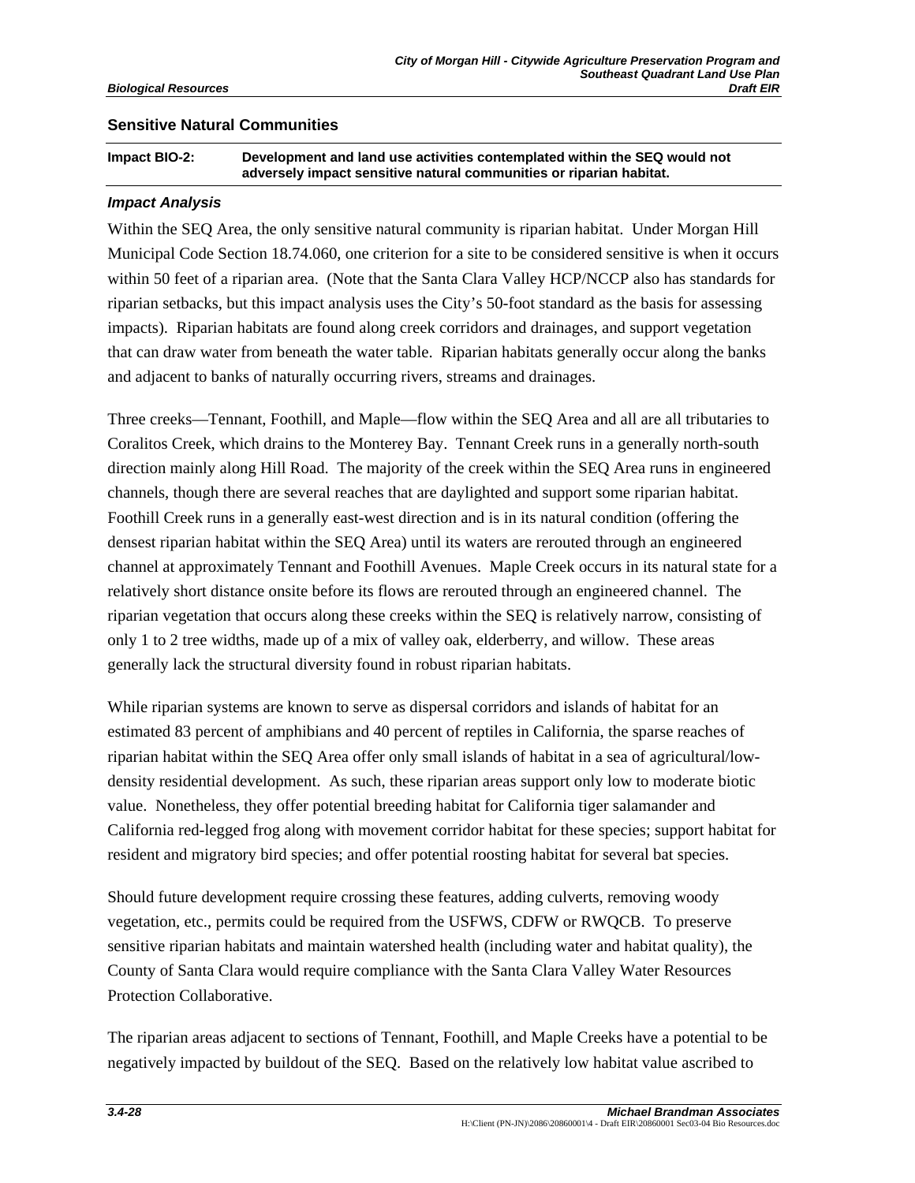## Sensitive Natural Communities

| Impact BIO-2: | Development and land use activities contemplated within the SEQ would not adversely impact sensitive natural communities or riparian habitat. |
|---|---|

### *Impact Analysis*

Within the SEQ Area, the only sensitive natural community is riparian habitat. Under Morgan Hill Municipal Code Section 18.74.060, one criterion for a site to be considered sensitive is when it occurs within 50 feet of a riparian area. (Note that the Santa Clara Valley HCP/NCCP also has standards for riparian setbacks, but this impact analysis uses the City's 50-foot standard as the basis for assessing impacts). Riparian habitats are found along creek corridors and drainages, and support vegetation that can draw water from beneath the water table. Riparian habitats generally occur along the banks and adjacent to banks of naturally occurring rivers, streams and drainages.

Three creeks—Tennant, Foothill, and Maple—flow within the SEQ Area and all are all tributaries to Coralitos Creek, which drains to the Monterey Bay. Tennant Creek runs in a generally north-south direction mainly along Hill Road. The majority of the creek within the SEQ Area runs in engineered channels, though there are several reaches that are daylighted and support some riparian habitat. Foothill Creek runs in a generally east-west direction and is in its natural condition (offering the densest riparian habitat within the SEQ Area) until its waters are rerouted through an engineered channel at approximately Tennant and Foothill Avenues. Maple Creek occurs in its natural state for a relatively short distance onsite before its flows are rerouted through an engineered channel. The riparian vegetation that occurs along these creeks within the SEQ is relatively narrow, consisting of only 1 to 2 tree widths, made up of a mix of valley oak, elderberry, and willow. These areas generally lack the structural diversity found in robust riparian habitats.

While riparian systems are known to serve as dispersal corridors and islands of habitat for an estimated 83 percent of amphibians and 40 percent of reptiles in California, the sparse reaches of riparian habitat within the SEQ Area offer only small islands of habitat in a sea of agricultural/low-density residential development. As such, these riparian areas support only low to moderate biotic value. Nonetheless, they offer potential breeding habitat for California tiger salamander and California red-legged frog along with movement corridor habitat for these species; support habitat for resident and migratory bird species; and offer potential roosting habitat for several bat species.

Should future development require crossing these features, adding culverts, removing woody vegetation, etc., permits could be required from the USFWS, CDFW or RWQCB. To preserve sensitive riparian habitats and maintain watershed health (including water and habitat quality), the County of Santa Clara would require compliance with the Santa Clara Valley Water Resources Protection Collaborative.

The riparian areas adjacent to sections of Tennant, Foothill, and Maple Creeks have a potential to be negatively impacted by buildout of the SEQ. Based on the relatively low habitat value ascribed to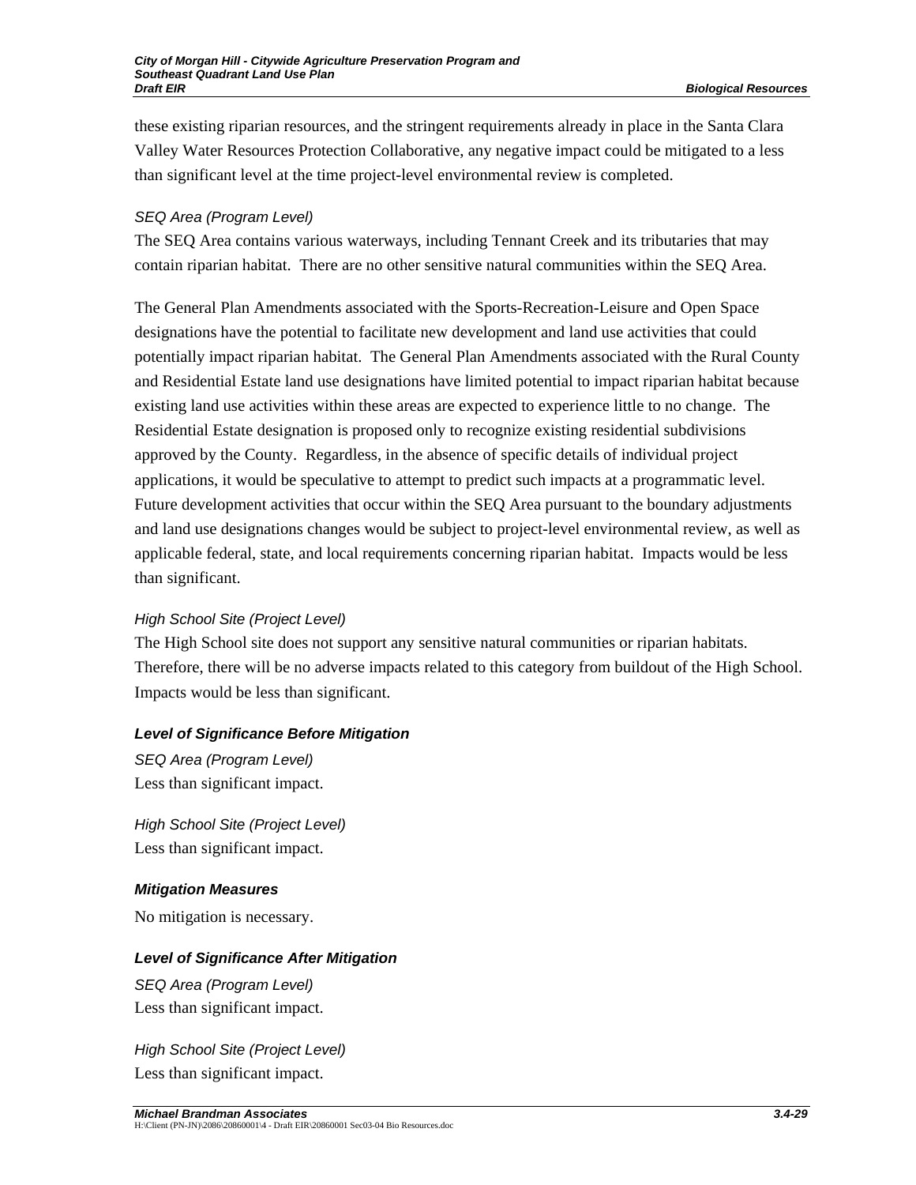these existing riparian resources, and the stringent requirements already in place in the Santa Clara Valley Water Resources Protection Collaborative, any negative impact could be mitigated to a less than significant level at the time project-level environmental review is completed.

*SEQ Area (Program Level)*

The SEQ Area contains various waterways, including Tennant Creek and its tributaries that may contain riparian habitat. There are no other sensitive natural communities within the SEQ Area.

The General Plan Amendments associated with the Sports-Recreation-Leisure and Open Space designations have the potential to facilitate new development and land use activities that could potentially impact riparian habitat. The General Plan Amendments associated with the Rural County and Residential Estate land use designations have limited potential to impact riparian habitat because existing land use activities within these areas are expected to experience little to no change. The Residential Estate designation is proposed only to recognize existing residential subdivisions approved by the County. Regardless, in the absence of specific details of individual project applications, it would be speculative to attempt to predict such impacts at a programmatic level. Future development activities that occur within the SEQ Area pursuant to the boundary adjustments and land use designations changes would be subject to project-level environmental review, as well as applicable federal, state, and local requirements concerning riparian habitat. Impacts would be less than significant.

*High School Site (Project Level)*

The High School site does not support any sensitive natural communities or riparian habitats. Therefore, there will be no adverse impacts related to this category from buildout of the High School. Impacts would be less than significant.

#### *Level of Significance Before Mitigation*

*SEQ Area (Program Level)*

Less than significant impact.

*High School Site (Project Level)*

Less than significant impact.

#### *Mitigation Measures*

No mitigation is necessary.

#### *Level of Significance After Mitigation*

*SEQ Area (Program Level)*

Less than significant impact.

*High School Site (Project Level)*

Less than significant impact.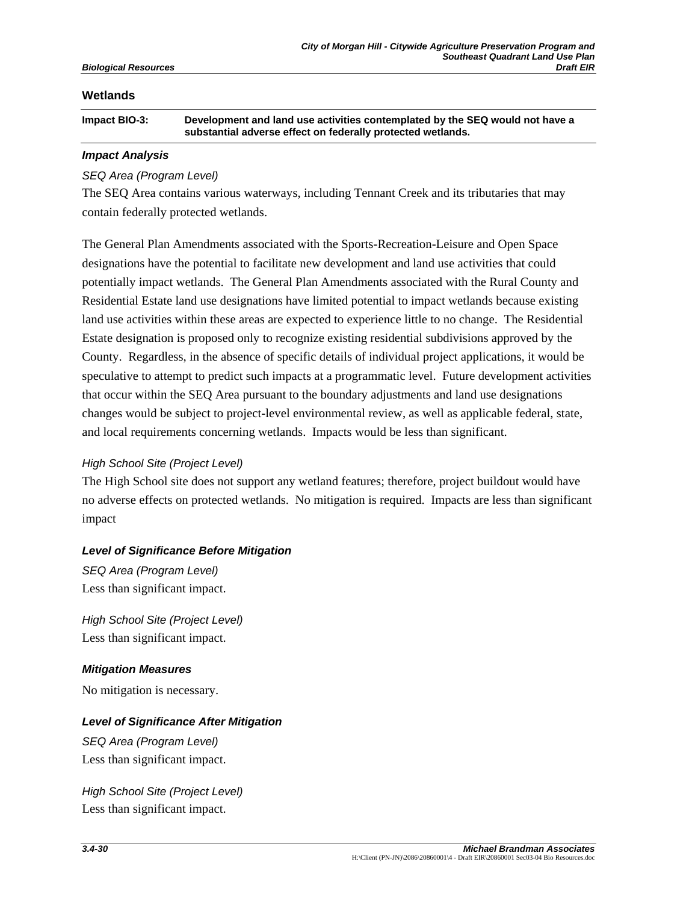### Wetlands

| Impact BIO-3: | Development and land use activities contemplated by the SEQ would not have a substantial adverse effect on federally protected wetlands. |
|---|---|

#### *Impact Analysis*

*SEQ Area (Program Level)*

The SEQ Area contains various waterways, including Tennant Creek and its tributaries that may contain federally protected wetlands.

The General Plan Amendments associated with the Sports-Recreation-Leisure and Open Space designations have the potential to facilitate new development and land use activities that could potentially impact wetlands. The General Plan Amendments associated with the Rural County and Residential Estate land use designations have limited potential to impact wetlands because existing land use activities within these areas are expected to experience little to no change. The Residential Estate designation is proposed only to recognize existing residential subdivisions approved by the County. Regardless, in the absence of specific details of individual project applications, it would be speculative to attempt to predict such impacts at a programmatic level. Future development activities that occur within the SEQ Area pursuant to the boundary adjustments and land use designations changes would be subject to project-level environmental review, as well as applicable federal, state, and local requirements concerning wetlands. Impacts would be less than significant.

*High School Site (Project Level)*

The High School site does not support any wetland features; therefore, project buildout would have no adverse effects on protected wetlands. No mitigation is required. Impacts are less than significant impact

#### *Level of Significance Before Mitigation*

*SEQ Area (Program Level)*

Less than significant impact.

*High School Site (Project Level)*

Less than significant impact.

#### *Mitigation Measures*

No mitigation is necessary.

#### *Level of Significance After Mitigation*

*SEQ Area (Program Level)*

Less than significant impact.

*High School Site (Project Level)*

Less than significant impact.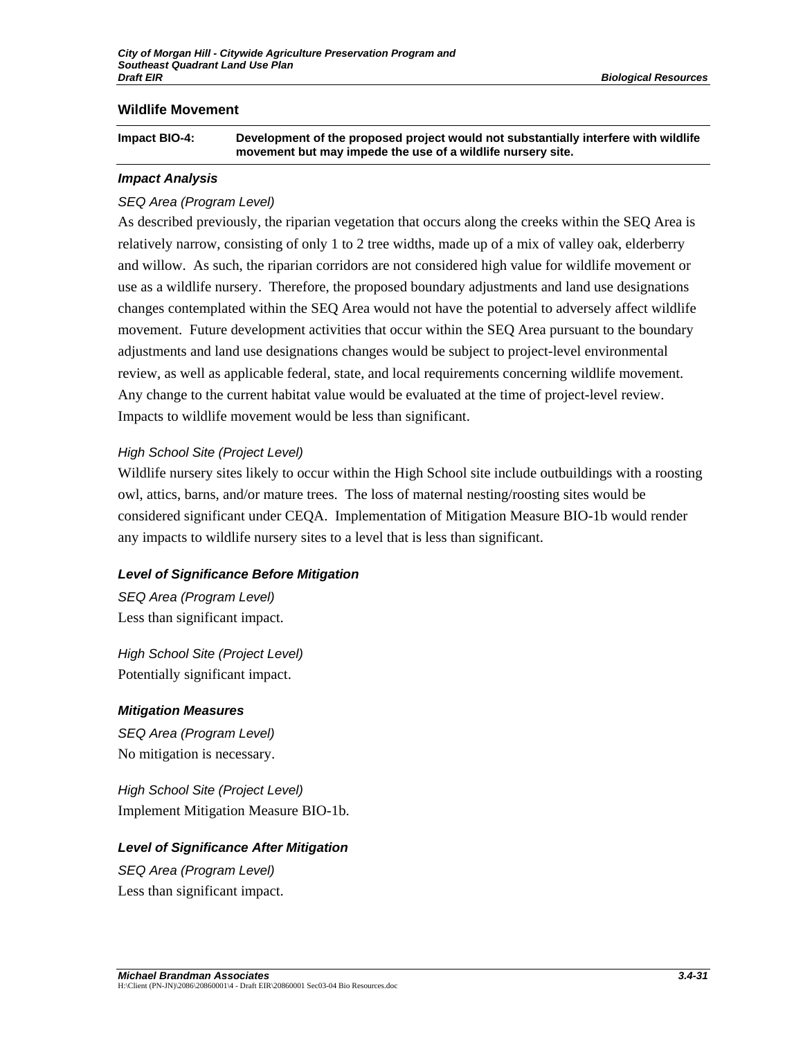### Wildlife Movement

**Impact BIO-4: Development of the proposed project would not substantially interfere with wildlife movement but may impede the use of a wildlife nursery site.**

#### *Impact Analysis*

*SEQ Area (Program Level)*

As described previously, the riparian vegetation that occurs along the creeks within the SEQ Area is relatively narrow, consisting of only 1 to 2 tree widths, made up of a mix of valley oak, elderberry and willow. As such, the riparian corridors are not considered high value for wildlife movement or use as a wildlife nursery. Therefore, the proposed boundary adjustments and land use designations changes contemplated within the SEQ Area would not have the potential to adversely affect wildlife movement. Future development activities that occur within the SEQ Area pursuant to the boundary adjustments and land use designations changes would be subject to project-level environmental review, as well as applicable federal, state, and local requirements concerning wildlife movement. Any change to the current habitat value would be evaluated at the time of project-level review. Impacts to wildlife movement would be less than significant.

*High School Site (Project Level)*

Wildlife nursery sites likely to occur within the High School site include outbuildings with a roosting owl, attics, barns, and/or mature trees. The loss of maternal nesting/roosting sites would be considered significant under CEQA. Implementation of Mitigation Measure BIO-1b would render any impacts to wildlife nursery sites to a level that is less than significant.

#### *Level of Significance Before Mitigation*

*SEQ Area (Program Level)*

Less than significant impact.

*High School Site (Project Level)*

Potentially significant impact.

#### *Mitigation Measures*

*SEQ Area (Program Level)*

No mitigation is necessary.

*High School Site (Project Level)*

Implement Mitigation Measure BIO-1b.

#### *Level of Significance After Mitigation*

*SEQ Area (Program Level)*

Less than significant impact.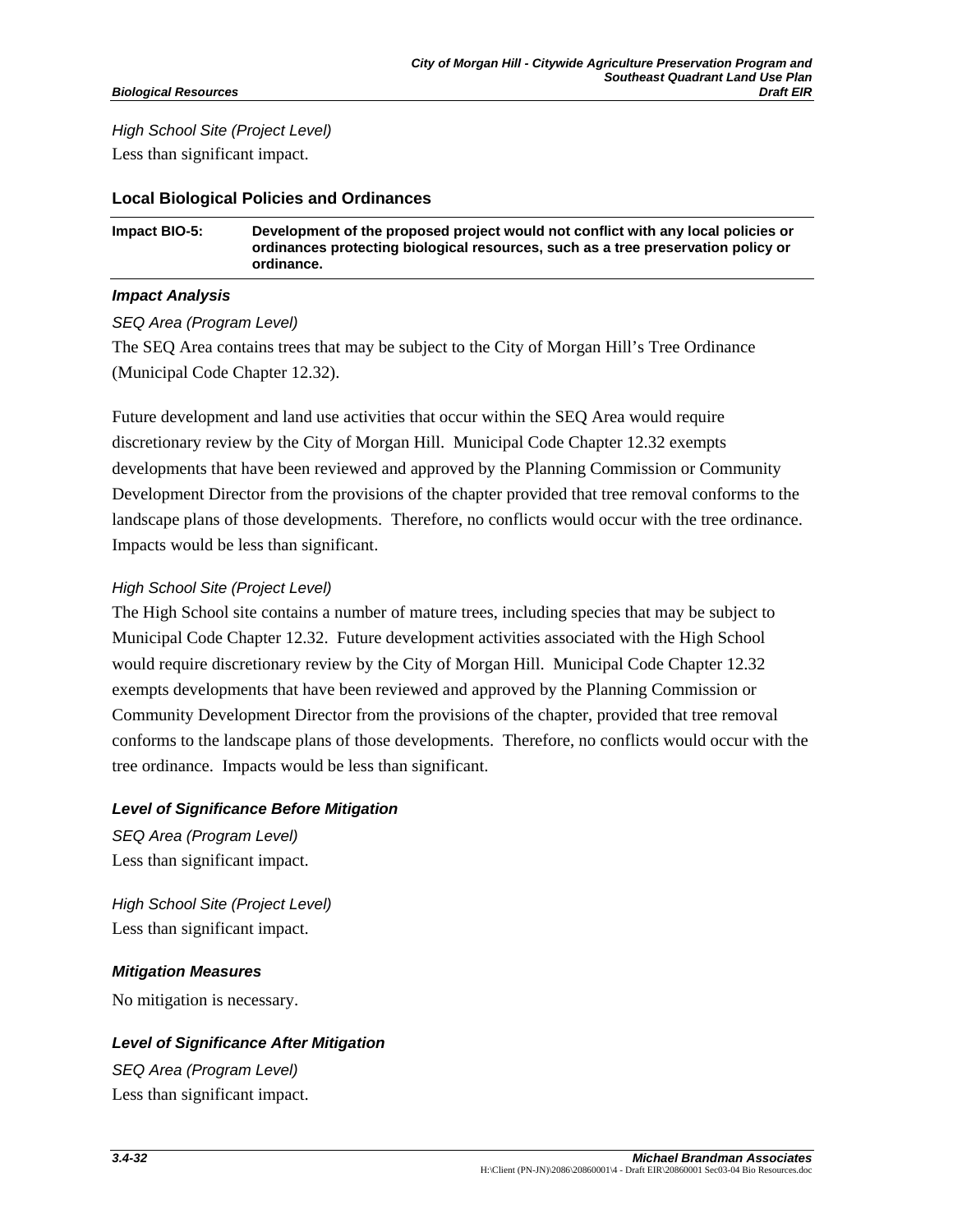*High School Site (Project Level)*

Less than significant impact.

### Local Biological Policies and Ordinances

| Impact BIO-5: | Development of the proposed project would not conflict with any local policies or ordinances protecting biological resources, such as a tree preservation policy or ordinance. |
|---|---|

#### *Impact Analysis*

*SEQ Area (Program Level)*

The SEQ Area contains trees that may be subject to the City of Morgan Hill's Tree Ordinance (Municipal Code Chapter 12.32).

Future development and land use activities that occur within the SEQ Area would require discretionary review by the City of Morgan Hill. Municipal Code Chapter 12.32 exempts developments that have been reviewed and approved by the Planning Commission or Community Development Director from the provisions of the chapter provided that tree removal conforms to the landscape plans of those developments. Therefore, no conflicts would occur with the tree ordinance. Impacts would be less than significant.

*High School Site (Project Level)*

The High School site contains a number of mature trees, including species that may be subject to Municipal Code Chapter 12.32. Future development activities associated with the High School would require discretionary review by the City of Morgan Hill. Municipal Code Chapter 12.32 exempts developments that have been reviewed and approved by the Planning Commission or Community Development Director from the provisions of the chapter, provided that tree removal conforms to the landscape plans of those developments. Therefore, no conflicts would occur with the tree ordinance. Impacts would be less than significant.

#### *Level of Significance Before Mitigation*

*SEQ Area (Program Level)*

Less than significant impact.

*High School Site (Project Level)*

Less than significant impact.

#### *Mitigation Measures*

No mitigation is necessary.

#### *Level of Significance After Mitigation*

*SEQ Area (Program Level)*

Less than significant impact.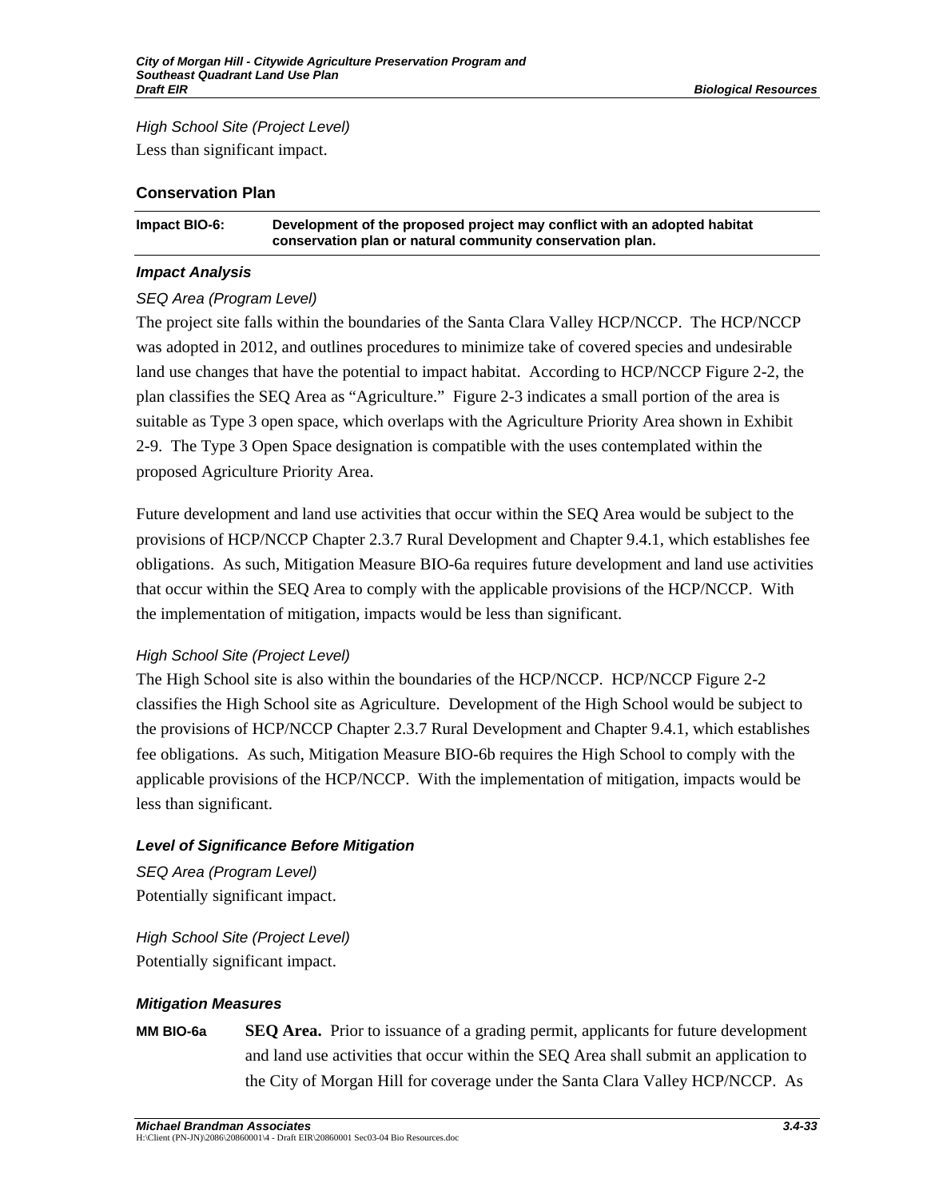*High School Site (Project Level)*

Less than significant impact.

### Conservation Plan

| Impact BIO-6: | Development of the proposed project may conflict with an adopted habitat conservation plan or natural community conservation plan. |
|---|---|

#### *Impact Analysis*

*SEQ Area (Program Level)*

The project site falls within the boundaries of the Santa Clara Valley HCP/NCCP. The HCP/NCCP was adopted in 2012, and outlines procedures to minimize take of covered species and undesirable land use changes that have the potential to impact habitat. According to HCP/NCCP Figure 2-2, the plan classifies the SEQ Area as "Agriculture." Figure 2-3 indicates a small portion of the area is suitable as Type 3 open space, which overlaps with the Agriculture Priority Area shown in Exhibit 2-9. The Type 3 Open Space designation is compatible with the uses contemplated within the proposed Agriculture Priority Area.

Future development and land use activities that occur within the SEQ Area would be subject to the provisions of HCP/NCCP Chapter 2.3.7 Rural Development and Chapter 9.4.1, which establishes fee obligations. As such, Mitigation Measure BIO-6a requires future development and land use activities that occur within the SEQ Area to comply with the applicable provisions of the HCP/NCCP. With the implementation of mitigation, impacts would be less than significant.

*High School Site (Project Level)*

The High School site is also within the boundaries of the HCP/NCCP. HCP/NCCP Figure 2-2 classifies the High School site as Agriculture. Development of the High School would be subject to the provisions of HCP/NCCP Chapter 2.3.7 Rural Development and Chapter 9.4.1, which establishes fee obligations. As such, Mitigation Measure BIO-6b requires the High School to comply with the applicable provisions of the HCP/NCCP. With the implementation of mitigation, impacts would be less than significant.

#### *Level of Significance Before Mitigation*

*SEQ Area (Program Level)*

Potentially significant impact.

*High School Site (Project Level)*

Potentially significant impact.

#### *Mitigation Measures*

**MM BIO-6a** **SEQ Area.** Prior to issuance of a grading permit, applicants for future development and land use activities that occur within the SEQ Area shall submit an application to the City of Morgan Hill for coverage under the Santa Clara Valley HCP/NCCP. As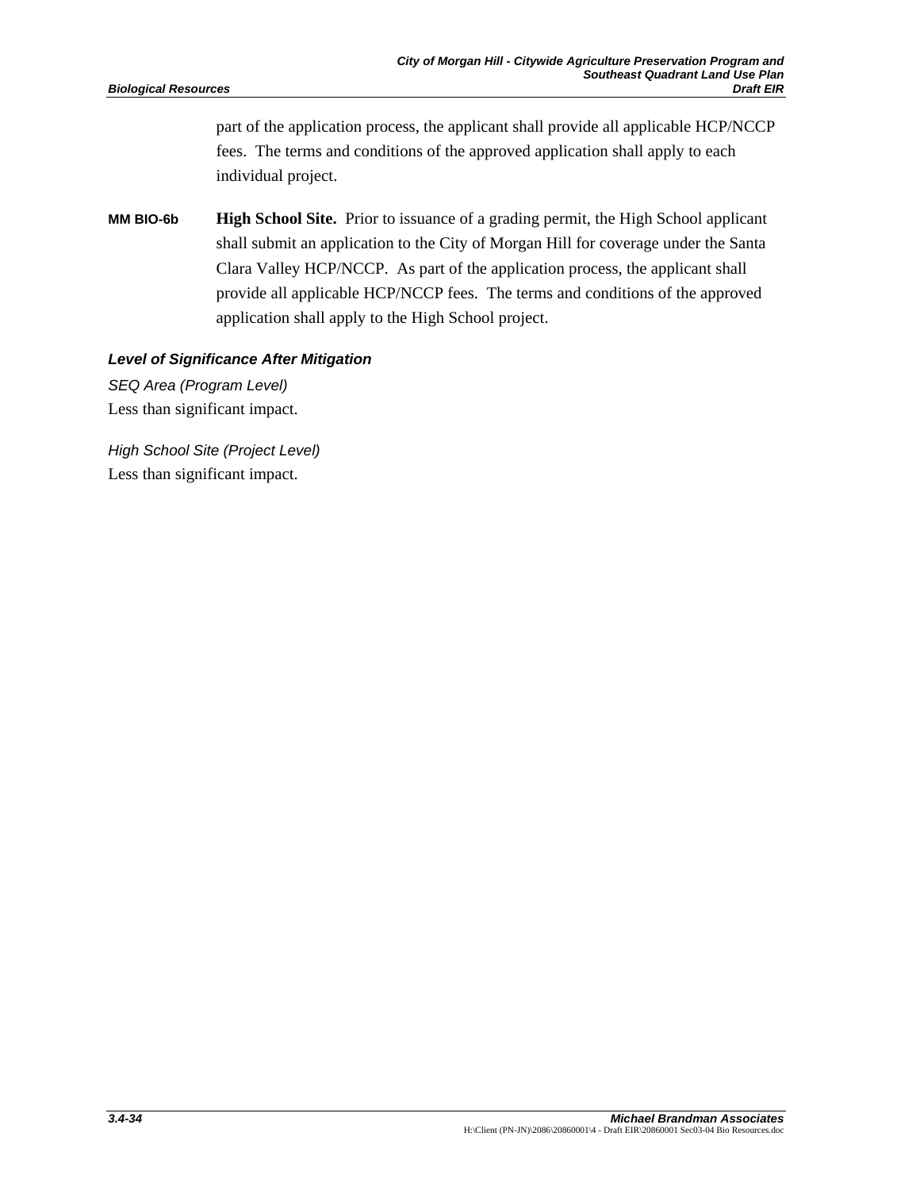part of the application process, the applicant shall provide all applicable HCP/NCCP fees. The terms and conditions of the approved application shall apply to each individual project.

**MM BIO-6b** **High School Site.** Prior to issuance of a grading permit, the High School applicant shall submit an application to the City of Morgan Hill for coverage under the Santa Clara Valley HCP/NCCP. As part of the application process, the applicant shall provide all applicable HCP/NCCP fees. The terms and conditions of the approved application shall apply to the High School project.

#### *Level of Significance After Mitigation*

*SEQ Area (Program Level)*

Less than significant impact.

*High School Site (Project Level)*

Less than significant impact.